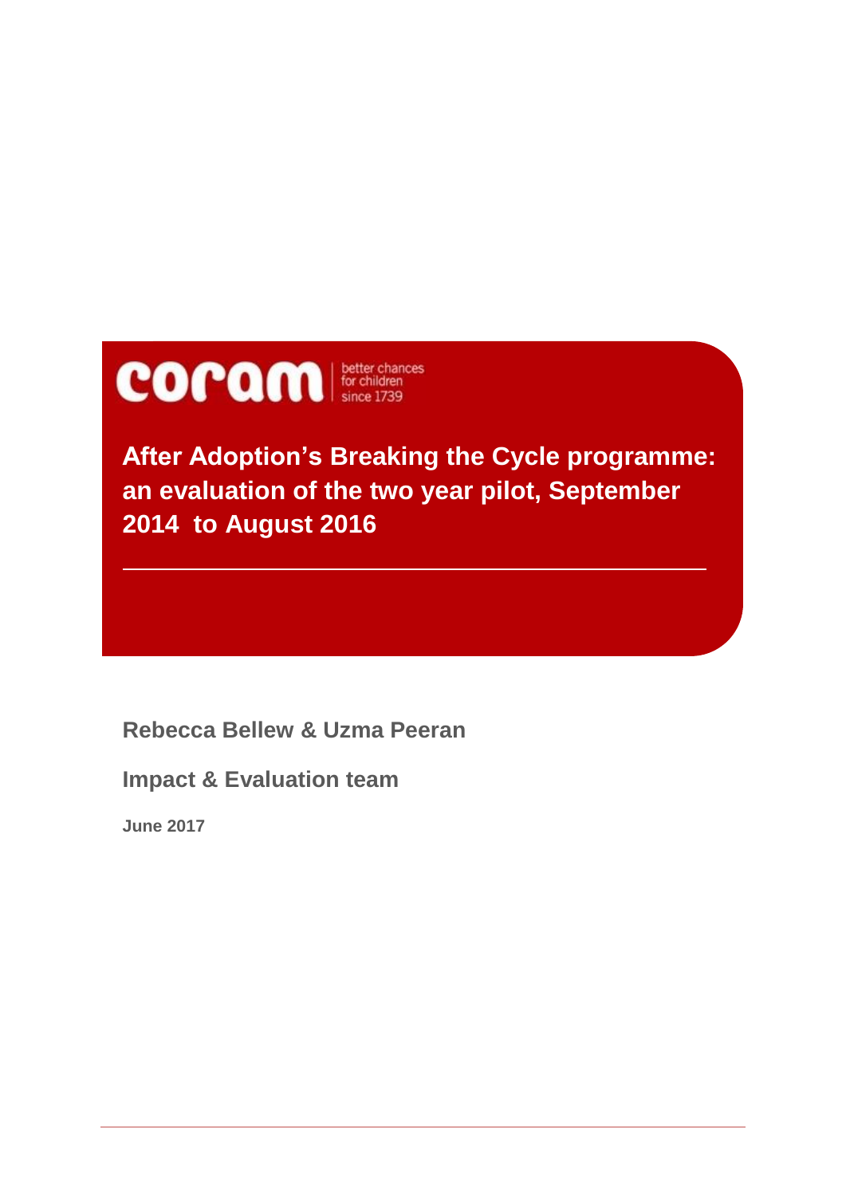coram | better chances for children since 1739

# After Adoption's Breaking the Cycle programme: an evaluation of the two year pilot, September 2014 to August 2016

**Rebecca Bellew & Uzma Peeran**

**Impact & Evaluation team**

**June 2017**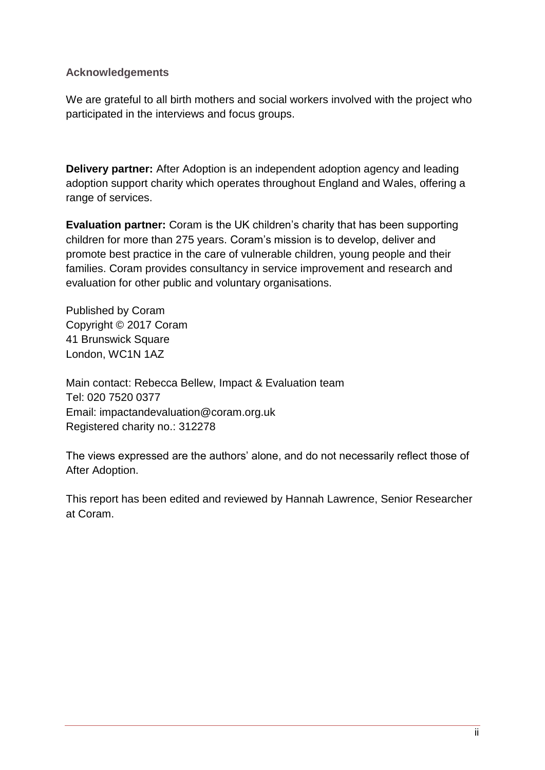### Acknowledgements

We are grateful to all birth mothers and social workers involved with the project who participated in the interviews and focus groups.

**Delivery partner:** After Adoption is an independent adoption agency and leading adoption support charity which operates throughout England and Wales, offering a range of services.

**Evaluation partner:** Coram is the UK children's charity that has been supporting children for more than 275 years. Coram's mission is to develop, deliver and promote best practice in the care of vulnerable children, young people and their families. Coram provides consultancy in service improvement and research and evaluation for other public and voluntary organisations.

Published by Coram
Copyright © 2017 Coram
41 Brunswick Square
London, WC1N 1AZ

Main contact: Rebecca Bellew, Impact & Evaluation team
Tel: 020 7520 0377
Email: impactandevaluation@coram.org.uk
Registered charity no.: 312278

The views expressed are the authors' alone, and do not necessarily reflect those of After Adoption.

This report has been edited and reviewed by Hannah Lawrence, Senior Researcher at Coram.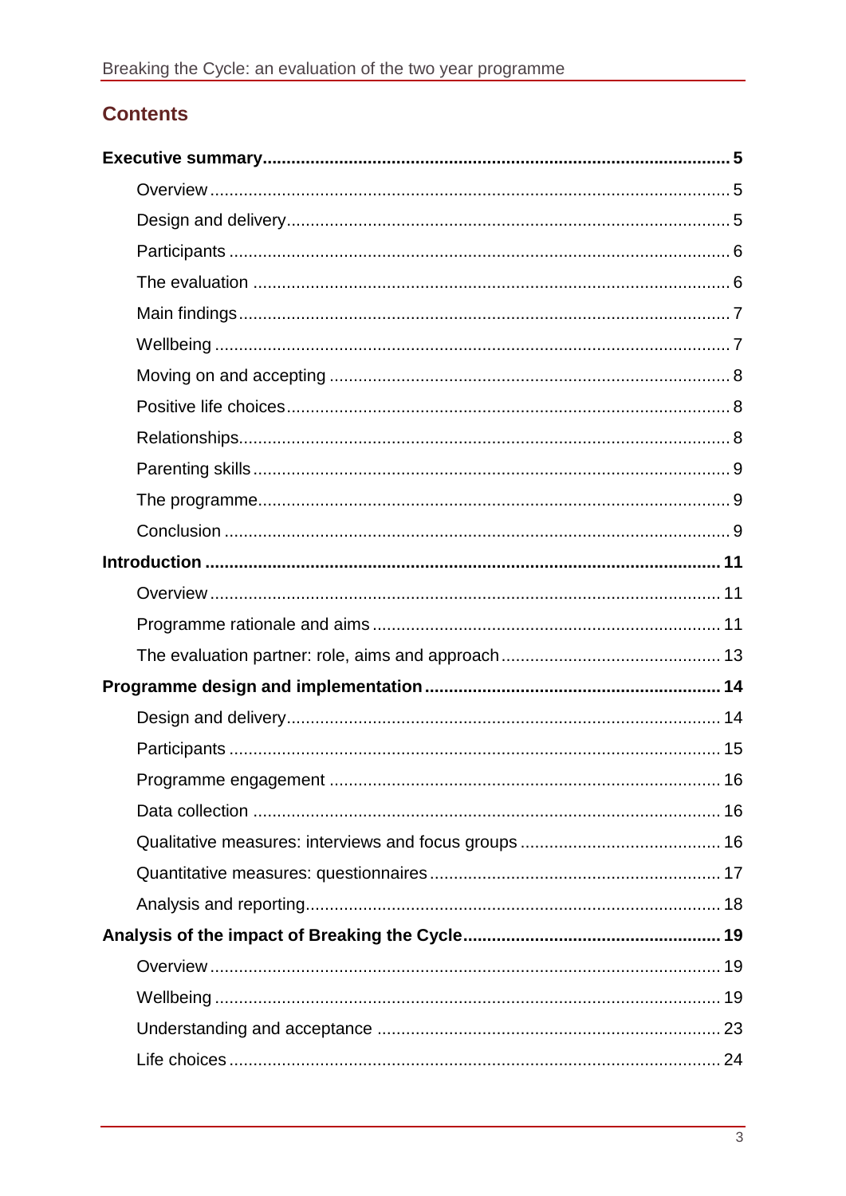# Contents

**Executive summary** ... 5

- Overview ... 5
- Design and delivery ... 5
- Participants ... 6
- The evaluation ... 6
- Main findings ... 7
- Wellbeing ... 7
- Moving on and accepting ... 8
- Positive life choices ... 8
- Relationships ... 8
- Parenting skills ... 9
- The programme ... 9
- Conclusion ... 9

**Introduction** ... 11

- Overview ... 11
- Programme rationale and aims ... 11
- The evaluation partner: role, aims and approach ... 13

**Programme design and implementation** ... 14

- Design and delivery ... 14
- Participants ... 15
- Programme engagement ... 16
- Data collection ... 16
- Qualitative measures: interviews and focus groups ... 16
- Quantitative measures: questionnaires ... 17
- Analysis and reporting ... 18

**Analysis of the impact of Breaking the Cycle** ... 19

- Overview ... 19
- Wellbeing ... 19
- Understanding and acceptance ... 23
- Life choices ... 24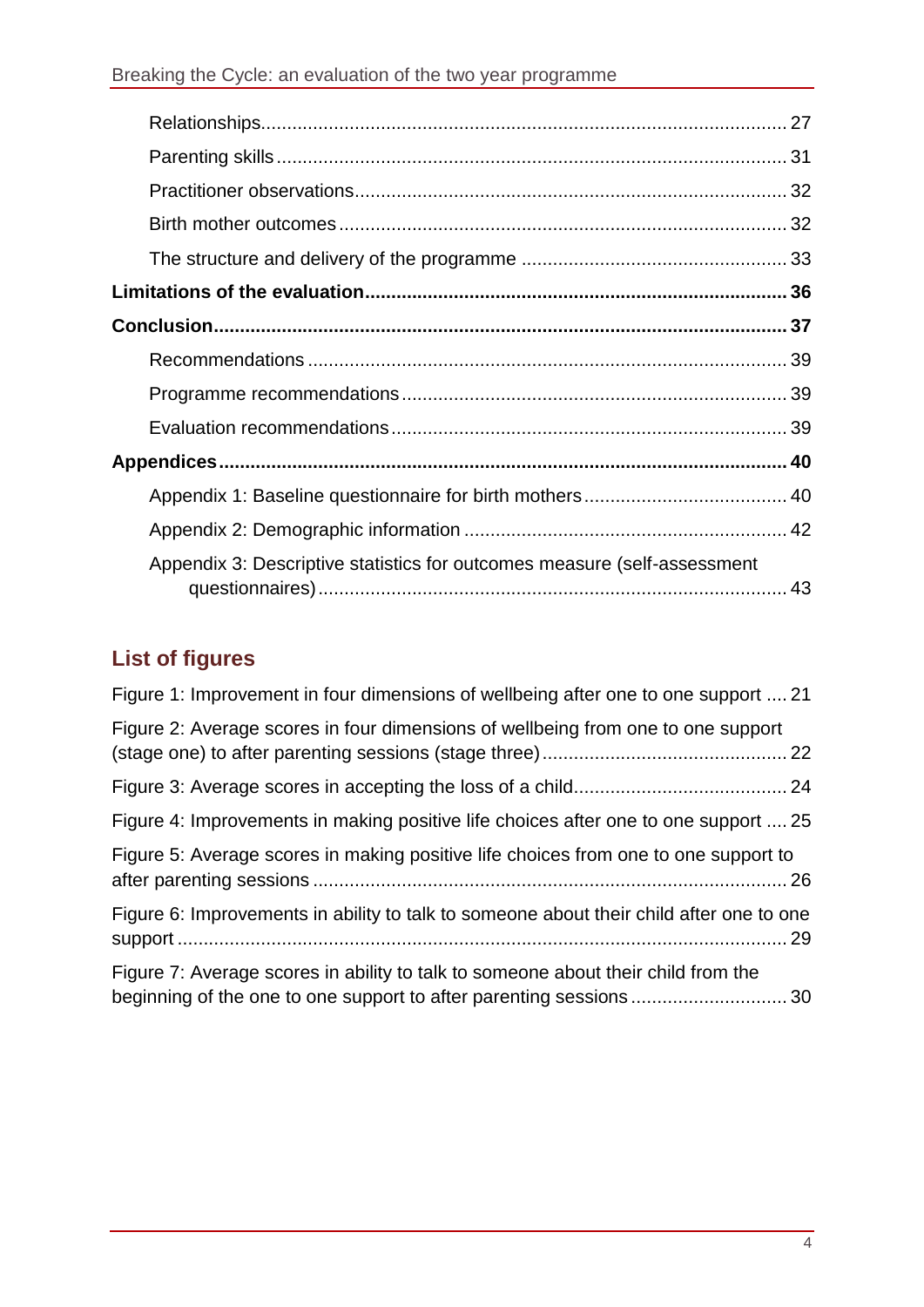Relationships.................................................................................................... 27

Parenting skills................................................................................................. 31

Practitioner observations.................................................................................. 32

Birth mother outcomes..................................................................................... 32

The structure and delivery of the programme .................................................. 33

**Limitations of the evaluation................................................................................ 36**

**Conclusion............................................................................................................. 37**

Recommendations ........................................................................................... 39

Programme recommendations......................................................................... 39

Evaluation recommendations........................................................................... 39

**Appendices............................................................................................................ 40**

Appendix 1: Baseline questionnaire for birth mothers...................................... 40

Appendix 2: Demographic information ............................................................. 42

Appendix 3: Descriptive statistics for outcomes measure (self-assessment questionnaires)......................................................................................... 43

## List of figures

Figure 1: Improvement in four dimensions of wellbeing after one to one support .... 21

Figure 2: Average scores in four dimensions of wellbeing from one to one support (stage one) to after parenting sessions (stage three).............................................. 22

Figure 3: Average scores in accepting the loss of a child........................................ 24

Figure 4: Improvements in making positive life choices after one to one support .... 25

Figure 5: Average scores in making positive life choices from one to one support to after parenting sessions ......................................................................................... 26

Figure 6: Improvements in ability to talk to someone about their child after one to one support .................................................................................................................... 29

Figure 7: Average scores in ability to talk to someone about their child from the beginning of the one to one support to after parenting sessions ............................. 30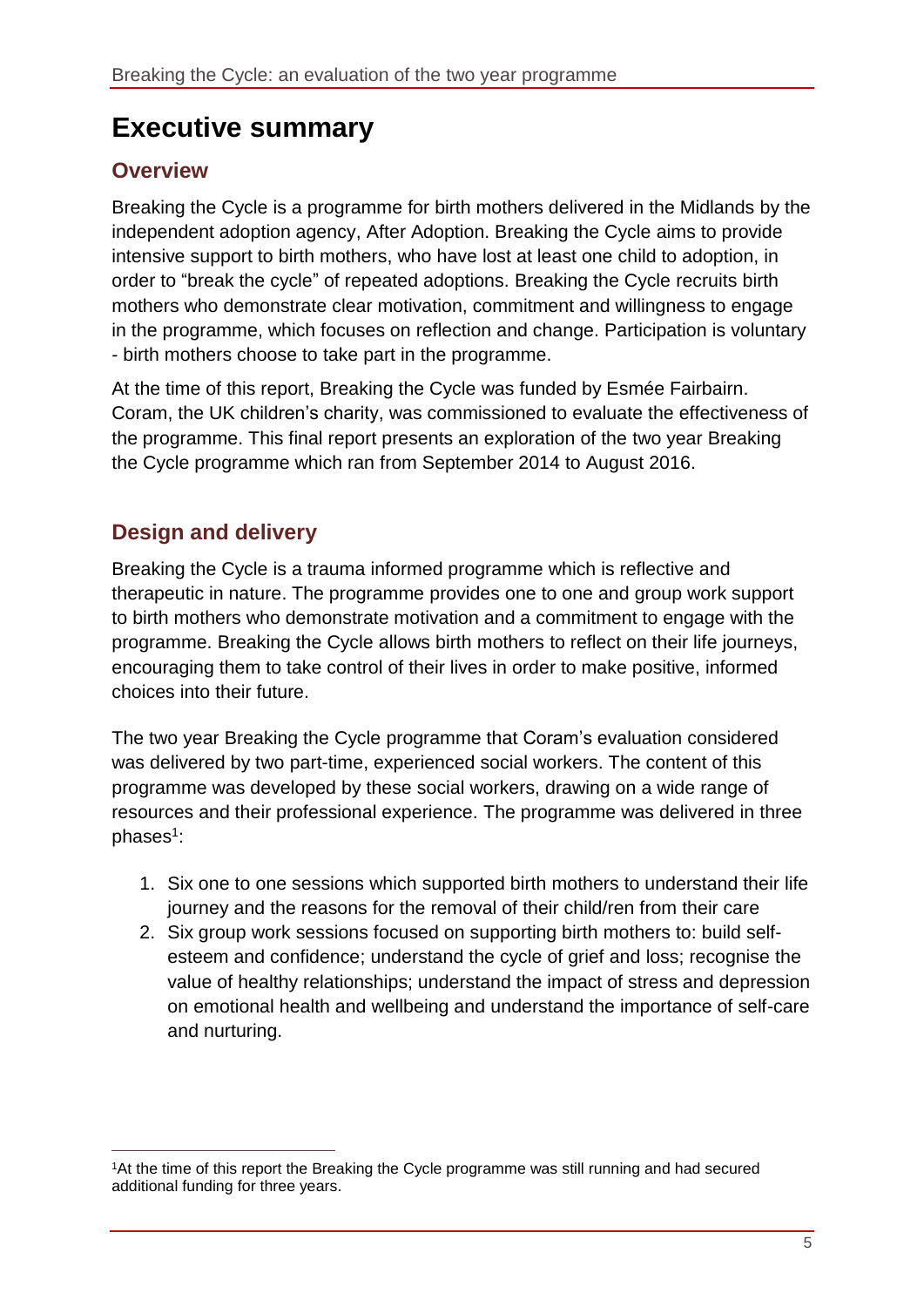# Executive summary

## Overview

Breaking the Cycle is a programme for birth mothers delivered in the Midlands by the independent adoption agency, After Adoption. Breaking the Cycle aims to provide intensive support to birth mothers, who have lost at least one child to adoption, in order to "break the cycle" of repeated adoptions. Breaking the Cycle recruits birth mothers who demonstrate clear motivation, commitment and willingness to engage in the programme, which focuses on reflection and change. Participation is voluntary - birth mothers choose to take part in the programme.

At the time of this report, Breaking the Cycle was funded by Esmée Fairbairn. Coram, the UK children's charity, was commissioned to evaluate the effectiveness of the programme. This final report presents an exploration of the two year Breaking the Cycle programme which ran from September 2014 to August 2016.

## Design and delivery

Breaking the Cycle is a trauma informed programme which is reflective and therapeutic in nature. The programme provides one to one and group work support to birth mothers who demonstrate motivation and a commitment to engage with the programme. Breaking the Cycle allows birth mothers to reflect on their life journeys, encouraging them to take control of their lives in order to make positive, informed choices into their future.

The two year Breaking the Cycle programme that Coram's evaluation considered was delivered by two part-time, experienced social workers. The content of this programme was developed by these social workers, drawing on a wide range of resources and their professional experience. The programme was delivered in three phases[1]:

1. Six one to one sessions which supported birth mothers to understand their life journey and the reasons for the removal of their child/ren from their care
2. Six group work sessions focused on supporting birth mothers to: build self-esteem and confidence; understand the cycle of grief and loss; recognise the value of healthy relationships; understand the impact of stress and depression on emotional health and wellbeing and understand the importance of self-care and nurturing.

[1]At the time of this report the Breaking the Cycle programme was still running and had secured additional funding for three years.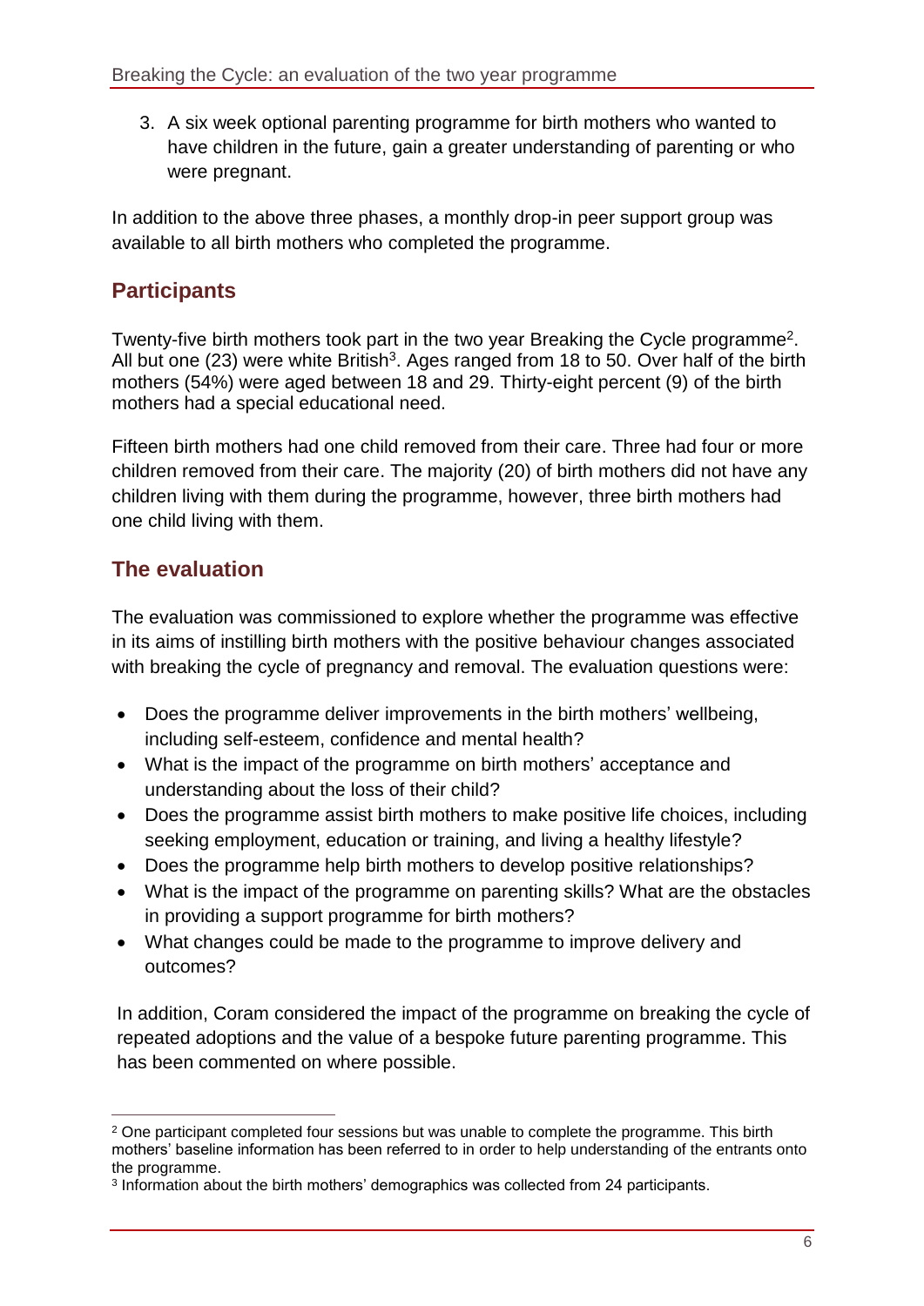3. A six week optional parenting programme for birth mothers who wanted to have children in the future, gain a greater understanding of parenting or who were pregnant.

In addition to the above three phases, a monthly drop-in peer support group was available to all birth mothers who completed the programme.

## Participants

Twenty-five birth mothers took part in the two year Breaking the Cycle programme[2]. All but one (23) were white British[3]. Ages ranged from 18 to 50. Over half of the birth mothers (54%) were aged between 18 and 29. Thirty-eight percent (9) of the birth mothers had a special educational need.

Fifteen birth mothers had one child removed from their care. Three had four or more children removed from their care. The majority (20) of birth mothers did not have any children living with them during the programme, however, three birth mothers had one child living with them.

## The evaluation

The evaluation was commissioned to explore whether the programme was effective in its aims of instilling birth mothers with the positive behaviour changes associated with breaking the cycle of pregnancy and removal. The evaluation questions were:

- Does the programme deliver improvements in the birth mothers' wellbeing, including self-esteem, confidence and mental health?
- What is the impact of the programme on birth mothers' acceptance and understanding about the loss of their child?
- Does the programme assist birth mothers to make positive life choices, including seeking employment, education or training, and living a healthy lifestyle?
- Does the programme help birth mothers to develop positive relationships?
- What is the impact of the programme on parenting skills? What are the obstacles in providing a support programme for birth mothers?
- What changes could be made to the programme to improve delivery and outcomes?

In addition, Coram considered the impact of the programme on breaking the cycle of repeated adoptions and the value of a bespoke future parenting programme. This has been commented on where possible.

---

[2] One participant completed four sessions but was unable to complete the programme. This birth mothers' baseline information has been referred to in order to help understanding of the entrants onto the programme.

[3] Information about the birth mothers' demographics was collected from 24 participants.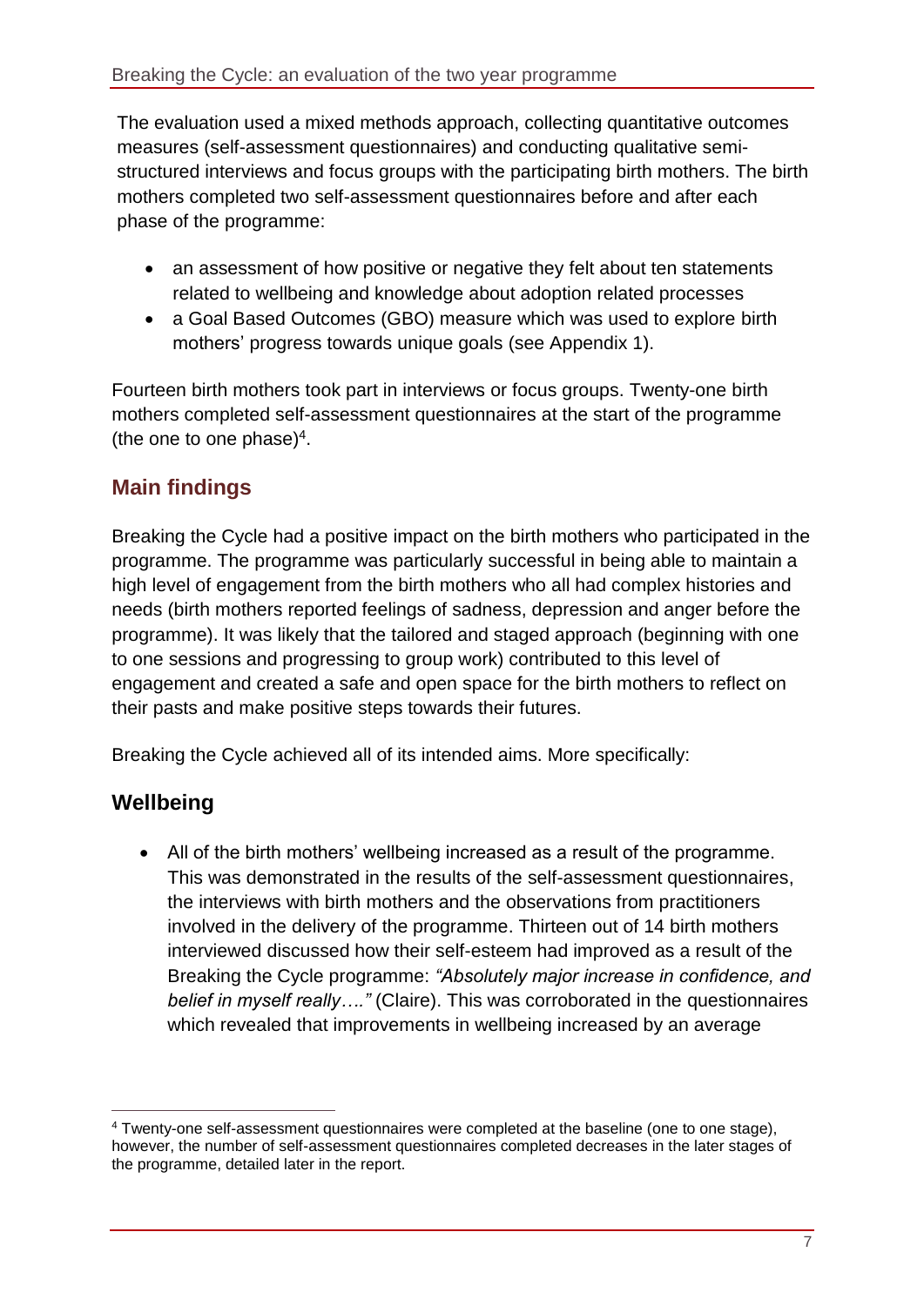The evaluation used a mixed methods approach, collecting quantitative outcomes measures (self-assessment questionnaires) and conducting qualitative semi-structured interviews and focus groups with the participating birth mothers. The birth mothers completed two self-assessment questionnaires before and after each phase of the programme:

- an assessment of how positive or negative they felt about ten statements related to wellbeing and knowledge about adoption related processes
- a Goal Based Outcomes (GBO) measure which was used to explore birth mothers' progress towards unique goals (see Appendix 1).

Fourteen birth mothers took part in interviews or focus groups. Twenty-one birth mothers completed self-assessment questionnaires at the start of the programme (the one to one phase)[4].

## Main findings

Breaking the Cycle had a positive impact on the birth mothers who participated in the programme. The programme was particularly successful in being able to maintain a high level of engagement from the birth mothers who all had complex histories and needs (birth mothers reported feelings of sadness, depression and anger before the programme). It was likely that the tailored and staged approach (beginning with one to one sessions and progressing to group work) contributed to this level of engagement and created a safe and open space for the birth mothers to reflect on their pasts and make positive steps towards their futures.

Breaking the Cycle achieved all of its intended aims. More specifically:

## Wellbeing

- All of the birth mothers' wellbeing increased as a result of the programme. This was demonstrated in the results of the self-assessment questionnaires, the interviews with birth mothers and the observations from practitioners involved in the delivery of the programme. Thirteen out of 14 birth mothers interviewed discussed how their self-esteem had improved as a result of the Breaking the Cycle programme: *"Absolutely major increase in confidence, and belief in myself really…."* (Claire). This was corroborated in the questionnaires which revealed that improvements in wellbeing increased by an average

[4] Twenty-one self-assessment questionnaires were completed at the baseline (one to one stage), however, the number of self-assessment questionnaires completed decreases in the later stages of the programme, detailed later in the report.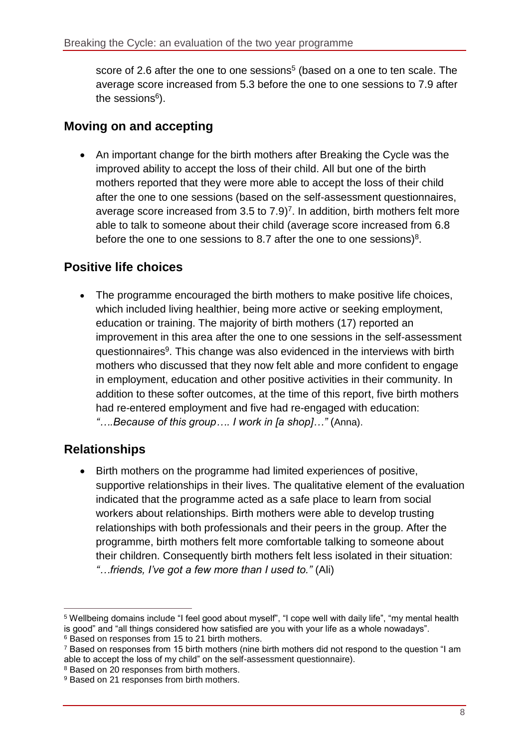score of 2.6 after the one to one sessions[5] (based on a one to ten scale. The average score increased from 5.3 before the one to one sessions to 7.9 after the sessions[6]).

## Moving on and accepting

- An important change for the birth mothers after Breaking the Cycle was the improved ability to accept the loss of their child. All but one of the birth mothers reported that they were more able to accept the loss of their child after the one to one sessions (based on the self-assessment questionnaires, average score increased from 3.5 to 7.9)[7]. In addition, birth mothers felt more able to talk to someone about their child (average score increased from 6.8 before the one to one sessions to 8.7 after the one to one sessions)[8].

## Positive life choices

- The programme encouraged the birth mothers to make positive life choices, which included living healthier, being more active or seeking employment, education or training. The majority of birth mothers (17) reported an improvement in this area after the one to one sessions in the self-assessment questionnaires[9]. This change was also evidenced in the interviews with birth mothers who discussed that they now felt able and more confident to engage in employment, education and other positive activities in their community. In addition to these softer outcomes, at the time of this report, five birth mothers had re-entered employment and five had re-engaged with education: *"….Because of this group…. I work in [a shop]…"* (Anna).

## Relationships

- Birth mothers on the programme had limited experiences of positive, supportive relationships in their lives. The qualitative element of the evaluation indicated that the programme acted as a safe place to learn from social workers about relationships. Birth mothers were able to develop trusting relationships with both professionals and their peers in the group. After the programme, birth mothers felt more comfortable talking to someone about their children. Consequently birth mothers felt less isolated in their situation: *"…friends, I've got a few more than I used to."* (Ali)

---

[5] Wellbeing domains include "I feel good about myself", "I cope well with daily life", "my mental health is good" and "all things considered how satisfied are you with your life as a whole nowadays".

[6] Based on responses from 15 to 21 birth mothers.

[7] Based on responses from 15 birth mothers (nine birth mothers did not respond to the question "I am able to accept the loss of my child" on the self-assessment questionnaire).

[8] Based on 20 responses from birth mothers.

[9] Based on 21 responses from birth mothers.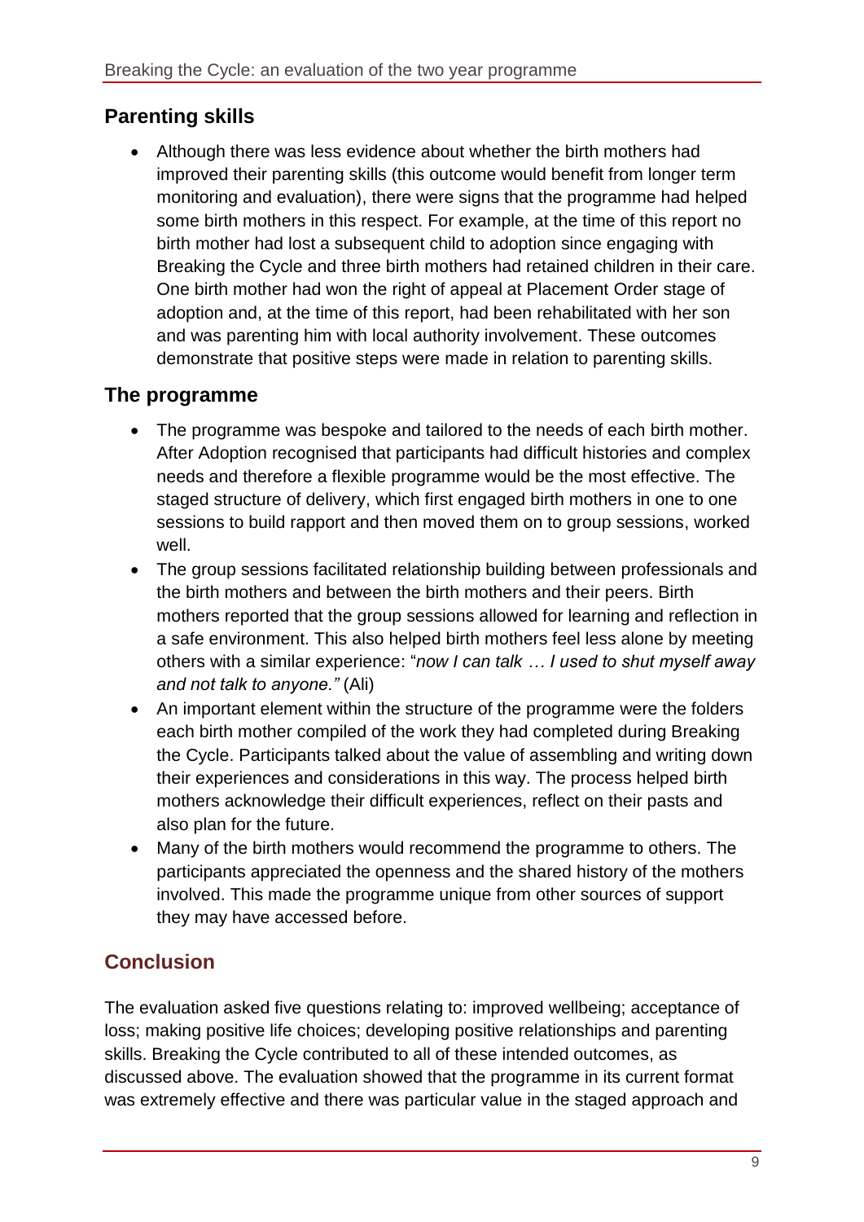## Parenting skills

- Although there was less evidence about whether the birth mothers had improved their parenting skills (this outcome would benefit from longer term monitoring and evaluation), there were signs that the programme had helped some birth mothers in this respect. For example, at the time of this report no birth mother had lost a subsequent child to adoption since engaging with Breaking the Cycle and three birth mothers had retained children in their care. One birth mother had won the right of appeal at Placement Order stage of adoption and, at the time of this report, had been rehabilitated with her son and was parenting him with local authority involvement. These outcomes demonstrate that positive steps were made in relation to parenting skills.

## The programme

- The programme was bespoke and tailored to the needs of each birth mother. After Adoption recognised that participants had difficult histories and complex needs and therefore a flexible programme would be the most effective. The staged structure of delivery, which first engaged birth mothers in one to one sessions to build rapport and then moved them on to group sessions, worked well.
- The group sessions facilitated relationship building between professionals and the birth mothers and between the birth mothers and their peers. Birth mothers reported that the group sessions allowed for learning and reflection in a safe environment. This also helped birth mothers feel less alone by meeting others with a similar experience: "*now I can talk … I used to shut myself away and not talk to anyone."* (Ali)
- An important element within the structure of the programme were the folders each birth mother compiled of the work they had completed during Breaking the Cycle. Participants talked about the value of assembling and writing down their experiences and considerations in this way. The process helped birth mothers acknowledge their difficult experiences, reflect on their pasts and also plan for the future.
- Many of the birth mothers would recommend the programme to others. The participants appreciated the openness and the shared history of the mothers involved. This made the programme unique from other sources of support they may have accessed before.

## Conclusion

The evaluation asked five questions relating to: improved wellbeing; acceptance of loss; making positive life choices; developing positive relationships and parenting skills. Breaking the Cycle contributed to all of these intended outcomes, as discussed above. The evaluation showed that the programme in its current format was extremely effective and there was particular value in the staged approach and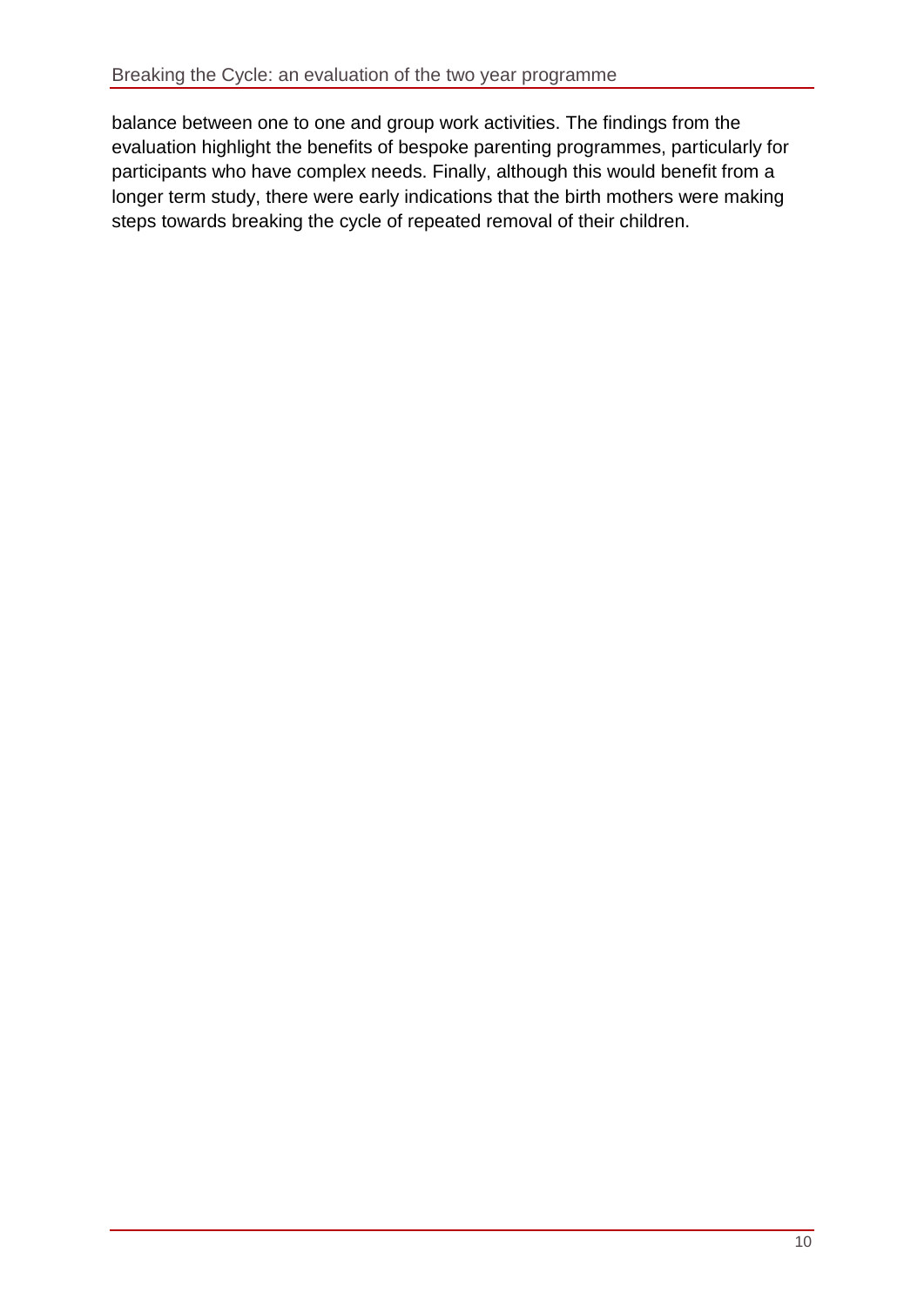balance between one to one and group work activities. The findings from the evaluation highlight the benefits of bespoke parenting programmes, particularly for participants who have complex needs. Finally, although this would benefit from a longer term study, there were early indications that the birth mothers were making steps towards breaking the cycle of repeated removal of their children.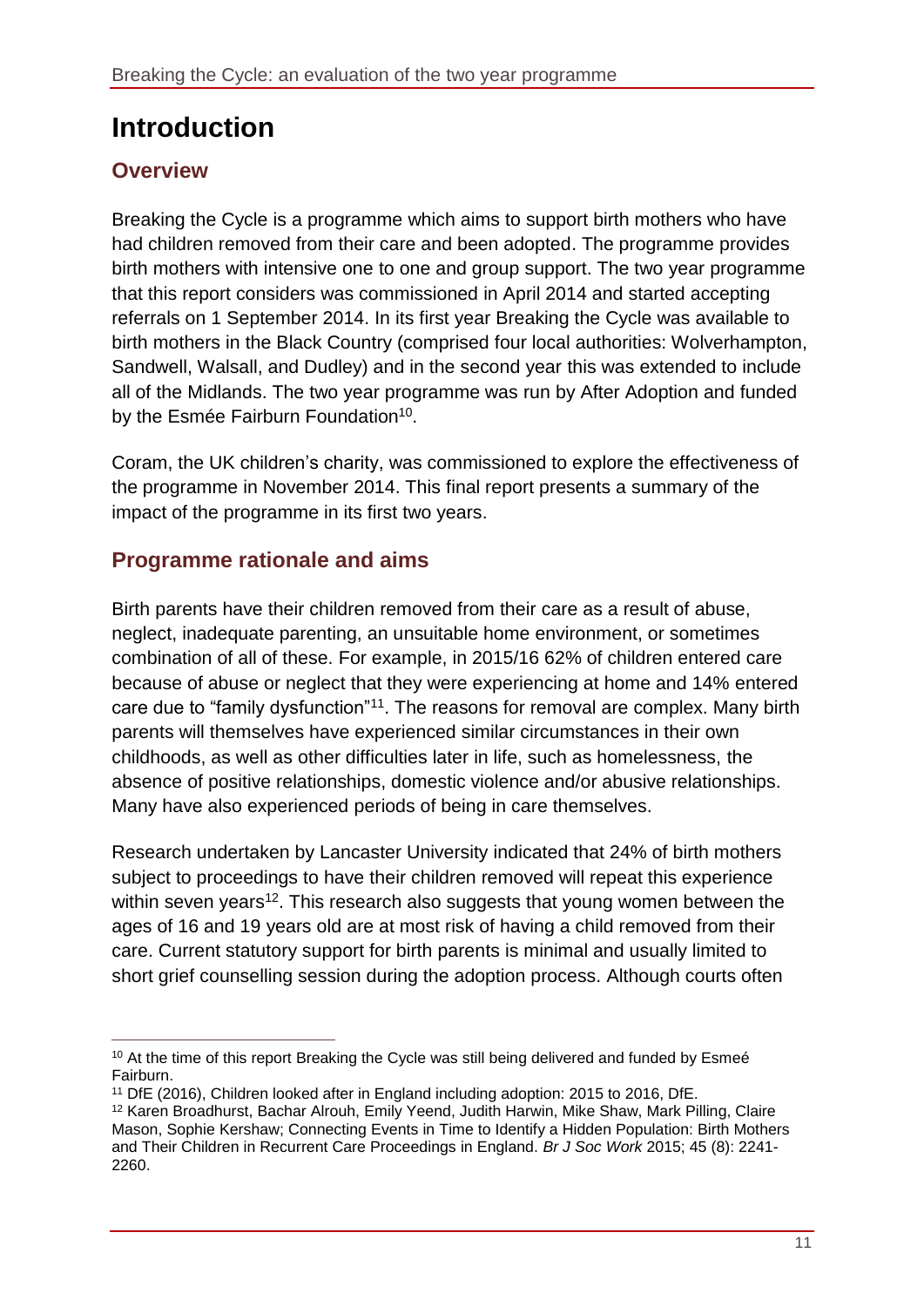# Introduction

## Overview

Breaking the Cycle is a programme which aims to support birth mothers who have had children removed from their care and been adopted. The programme provides birth mothers with intensive one to one and group support. The two year programme that this report considers was commissioned in April 2014 and started accepting referrals on 1 September 2014. In its first year Breaking the Cycle was available to birth mothers in the Black Country (comprised four local authorities: Wolverhampton, Sandwell, Walsall, and Dudley) and in the second year this was extended to include all of the Midlands. The two year programme was run by After Adoption and funded by the Esmée Fairburn Foundation[10].

Coram, the UK children's charity, was commissioned to explore the effectiveness of the programme in November 2014. This final report presents a summary of the impact of the programme in its first two years.

## Programme rationale and aims

Birth parents have their children removed from their care as a result of abuse, neglect, inadequate parenting, an unsuitable home environment, or sometimes combination of all of these. For example, in 2015/16 62% of children entered care because of abuse or neglect that they were experiencing at home and 14% entered care due to "family dysfunction"[11]. The reasons for removal are complex. Many birth parents will themselves have experienced similar circumstances in their own childhoods, as well as other difficulties later in life, such as homelessness, the absence of positive relationships, domestic violence and/or abusive relationships. Many have also experienced periods of being in care themselves.

Research undertaken by Lancaster University indicated that 24% of birth mothers subject to proceedings to have their children removed will repeat this experience within seven years[12]. This research also suggests that young women between the ages of 16 and 19 years old are at most risk of having a child removed from their care. Current statutory support for birth parents is minimal and usually limited to short grief counselling session during the adoption process. Although courts often

---

[10] At the time of this report Breaking the Cycle was still being delivered and funded by Esmeé Fairburn.

[11] DfE (2016), Children looked after in England including adoption: 2015 to 2016, DfE.

[12] Karen Broadhurst, Bachar Alrouh, Emily Yeend, Judith Harwin, Mike Shaw, Mark Pilling, Claire Mason, Sophie Kershaw; Connecting Events in Time to Identify a Hidden Population: Birth Mothers and Their Children in Recurrent Care Proceedings in England. *Br J Soc Work* 2015; 45 (8): 2241-2260.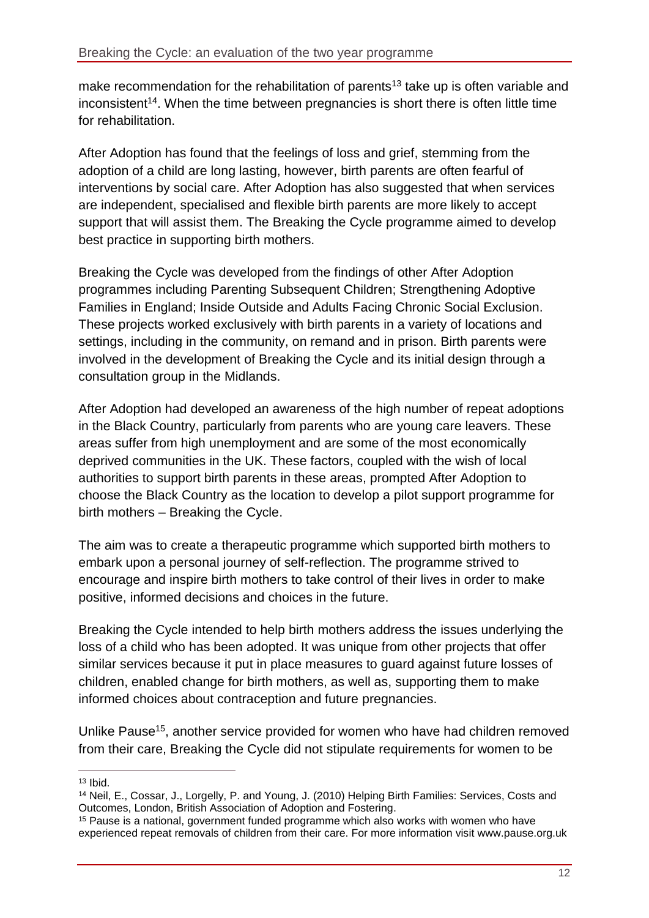make recommendation for the rehabilitation of parents[13] take up is often variable and inconsistent[14]. When the time between pregnancies is short there is often little time for rehabilitation.

After Adoption has found that the feelings of loss and grief, stemming from the adoption of a child are long lasting, however, birth parents are often fearful of interventions by social care. After Adoption has also suggested that when services are independent, specialised and flexible birth parents are more likely to accept support that will assist them. The Breaking the Cycle programme aimed to develop best practice in supporting birth mothers.

Breaking the Cycle was developed from the findings of other After Adoption programmes including Parenting Subsequent Children; Strengthening Adoptive Families in England; Inside Outside and Adults Facing Chronic Social Exclusion. These projects worked exclusively with birth parents in a variety of locations and settings, including in the community, on remand and in prison. Birth parents were involved in the development of Breaking the Cycle and its initial design through a consultation group in the Midlands.

After Adoption had developed an awareness of the high number of repeat adoptions in the Black Country, particularly from parents who are young care leavers. These areas suffer from high unemployment and are some of the most economically deprived communities in the UK. These factors, coupled with the wish of local authorities to support birth parents in these areas, prompted After Adoption to choose the Black Country as the location to develop a pilot support programme for birth mothers – Breaking the Cycle.

The aim was to create a therapeutic programme which supported birth mothers to embark upon a personal journey of self-reflection. The programme strived to encourage and inspire birth mothers to take control of their lives in order to make positive, informed decisions and choices in the future.

Breaking the Cycle intended to help birth mothers address the issues underlying the loss of a child who has been adopted. It was unique from other projects that offer similar services because it put in place measures to guard against future losses of children, enabled change for birth mothers, as well as, supporting them to make informed choices about contraception and future pregnancies.

Unlike Pause[15], another service provided for women who have had children removed from their care, Breaking the Cycle did not stipulate requirements for women to be

---

[13] Ibid.

[14] Neil, E., Cossar, J., Lorgelly, P. and Young, J. (2010) Helping Birth Families: Services, Costs and Outcomes, London, British Association of Adoption and Fostering.

[15] Pause is a national, government funded programme which also works with women who have experienced repeat removals of children from their care. For more information visit www.pause.org.uk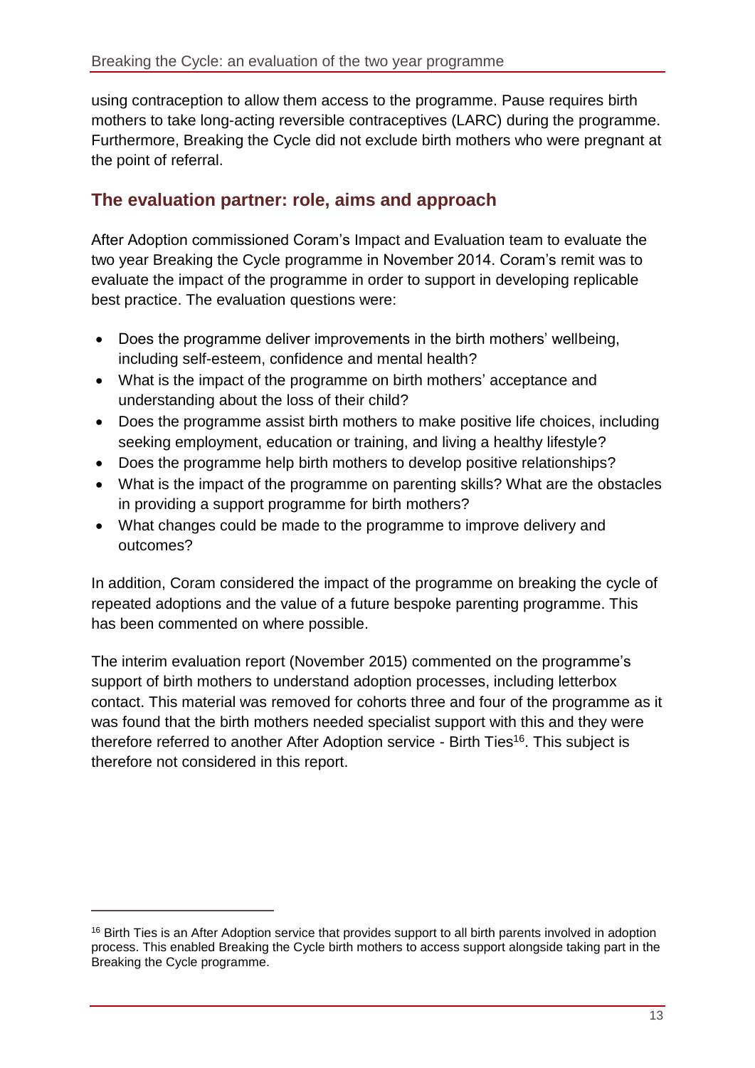using contraception to allow them access to the programme. Pause requires birth mothers to take long-acting reversible contraceptives (LARC) during the programme. Furthermore, Breaking the Cycle did not exclude birth mothers who were pregnant at the point of referral.

## The evaluation partner: role, aims and approach

After Adoption commissioned Coram's Impact and Evaluation team to evaluate the two year Breaking the Cycle programme in November 2014. Coram's remit was to evaluate the impact of the programme in order to support in developing replicable best practice. The evaluation questions were:

- Does the programme deliver improvements in the birth mothers' wellbeing, including self-esteem, confidence and mental health?
- What is the impact of the programme on birth mothers' acceptance and understanding about the loss of their child?
- Does the programme assist birth mothers to make positive life choices, including seeking employment, education or training, and living a healthy lifestyle?
- Does the programme help birth mothers to develop positive relationships?
- What is the impact of the programme on parenting skills? What are the obstacles in providing a support programme for birth mothers?
- What changes could be made to the programme to improve delivery and outcomes?

In addition, Coram considered the impact of the programme on breaking the cycle of repeated adoptions and the value of a future bespoke parenting programme. This has been commented on where possible.

The interim evaluation report (November 2015) commented on the programme's support of birth mothers to understand adoption processes, including letterbox contact. This material was removed for cohorts three and four of the programme as it was found that the birth mothers needed specialist support with this and they were therefore referred to another After Adoption service - Birth Ties[16]. This subject is therefore not considered in this report.

---

[16] Birth Ties is an After Adoption service that provides support to all birth parents involved in adoption process. This enabled Breaking the Cycle birth mothers to access support alongside taking part in the Breaking the Cycle programme.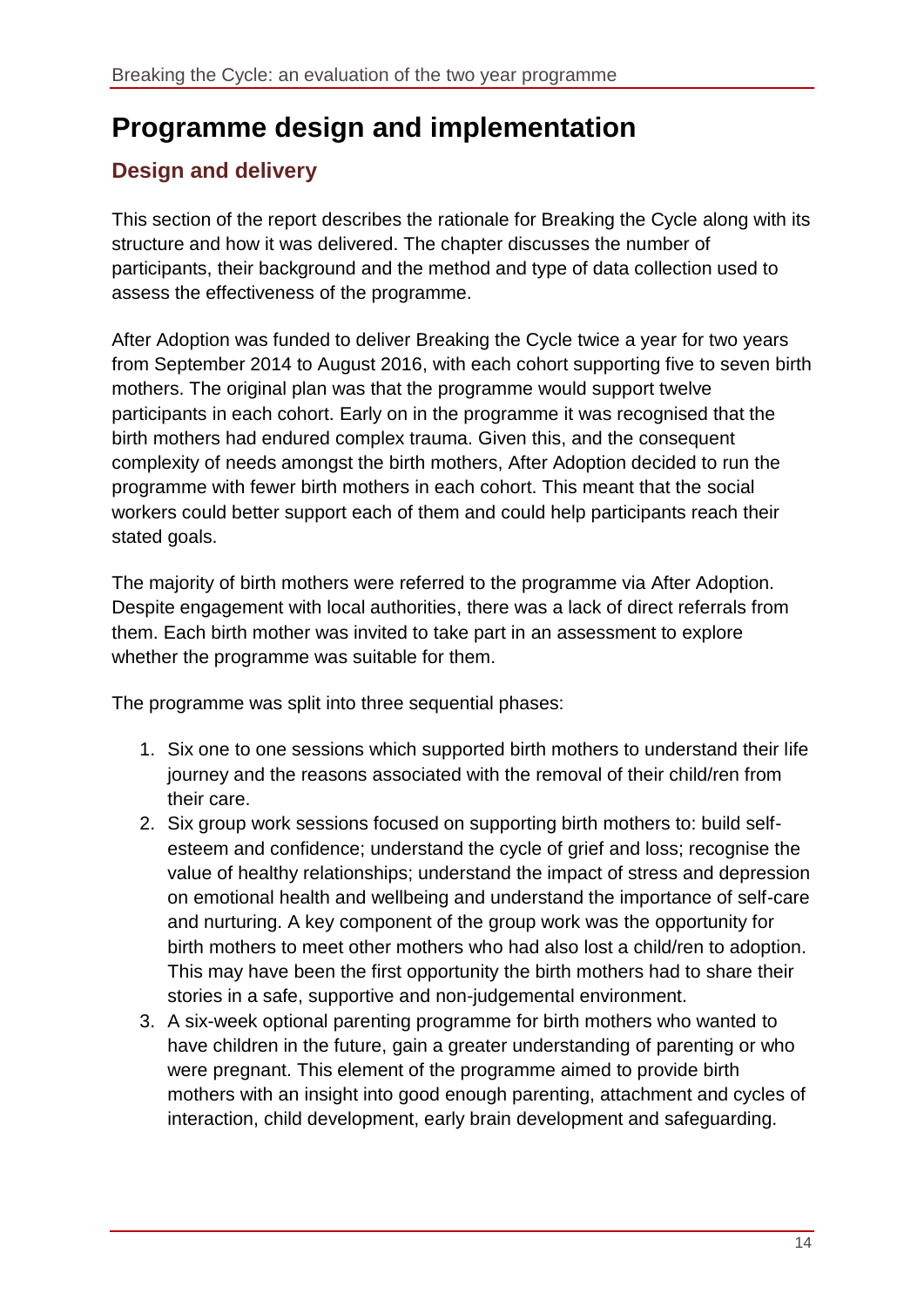# Programme design and implementation

## Design and delivery

This section of the report describes the rationale for Breaking the Cycle along with its structure and how it was delivered. The chapter discusses the number of participants, their background and the method and type of data collection used to assess the effectiveness of the programme.

After Adoption was funded to deliver Breaking the Cycle twice a year for two years from September 2014 to August 2016, with each cohort supporting five to seven birth mothers. The original plan was that the programme would support twelve participants in each cohort. Early on in the programme it was recognised that the birth mothers had endured complex trauma. Given this, and the consequent complexity of needs amongst the birth mothers, After Adoption decided to run the programme with fewer birth mothers in each cohort. This meant that the social workers could better support each of them and could help participants reach their stated goals.

The majority of birth mothers were referred to the programme via After Adoption. Despite engagement with local authorities, there was a lack of direct referrals from them. Each birth mother was invited to take part in an assessment to explore whether the programme was suitable for them.

The programme was split into three sequential phases:

1. Six one to one sessions which supported birth mothers to understand their life journey and the reasons associated with the removal of their child/ren from their care.
2. Six group work sessions focused on supporting birth mothers to: build self-esteem and confidence; understand the cycle of grief and loss; recognise the value of healthy relationships; understand the impact of stress and depression on emotional health and wellbeing and understand the importance of self-care and nurturing. A key component of the group work was the opportunity for birth mothers to meet other mothers who had also lost a child/ren to adoption. This may have been the first opportunity the birth mothers had to share their stories in a safe, supportive and non-judgemental environment.
3. A six-week optional parenting programme for birth mothers who wanted to have children in the future, gain a greater understanding of parenting or who were pregnant. This element of the programme aimed to provide birth mothers with an insight into good enough parenting, attachment and cycles of interaction, child development, early brain development and safeguarding.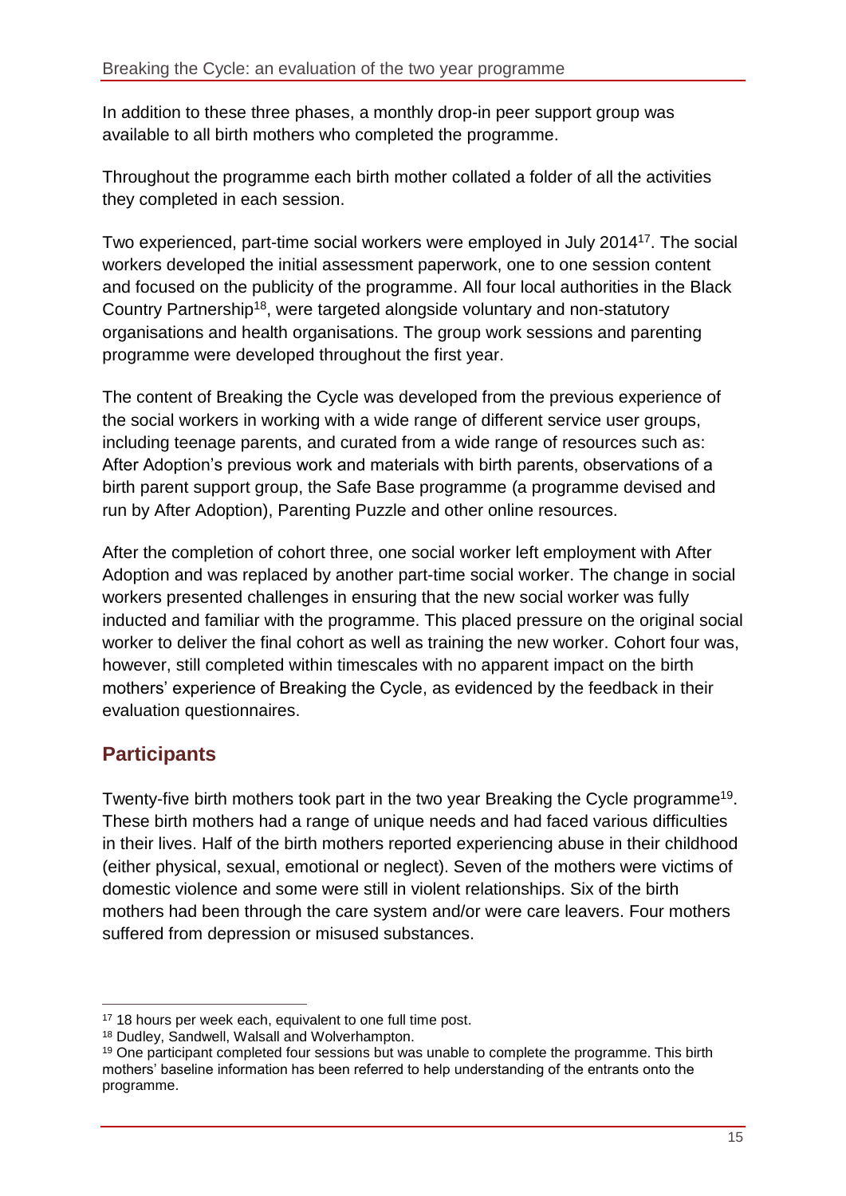In addition to these three phases, a monthly drop-in peer support group was available to all birth mothers who completed the programme.

Throughout the programme each birth mother collated a folder of all the activities they completed in each session.

Two experienced, part-time social workers were employed in July 2014[17]. The social workers developed the initial assessment paperwork, one to one session content and focused on the publicity of the programme. All four local authorities in the Black Country Partnership[18], were targeted alongside voluntary and non-statutory organisations and health organisations. The group work sessions and parenting programme were developed throughout the first year.

The content of Breaking the Cycle was developed from the previous experience of the social workers in working with a wide range of different service user groups, including teenage parents, and curated from a wide range of resources such as: After Adoption's previous work and materials with birth parents, observations of a birth parent support group, the Safe Base programme (a programme devised and run by After Adoption), Parenting Puzzle and other online resources.

After the completion of cohort three, one social worker left employment with After Adoption and was replaced by another part-time social worker. The change in social workers presented challenges in ensuring that the new social worker was fully inducted and familiar with the programme. This placed pressure on the original social worker to deliver the final cohort as well as training the new worker. Cohort four was, however, still completed within timescales with no apparent impact on the birth mothers' experience of Breaking the Cycle, as evidenced by the feedback in their evaluation questionnaires.

## Participants

Twenty-five birth mothers took part in the two year Breaking the Cycle programme[19]. These birth mothers had a range of unique needs and had faced various difficulties in their lives. Half of the birth mothers reported experiencing abuse in their childhood (either physical, sexual, emotional or neglect). Seven of the mothers were victims of domestic violence and some were still in violent relationships. Six of the birth mothers had been through the care system and/or were care leavers. Four mothers suffered from depression or misused substances.

---

[17] 18 hours per week each, equivalent to one full time post.

[18] Dudley, Sandwell, Walsall and Wolverhampton.

[19] One participant completed four sessions but was unable to complete the programme. This birth mothers' baseline information has been referred to help understanding of the entrants onto the programme.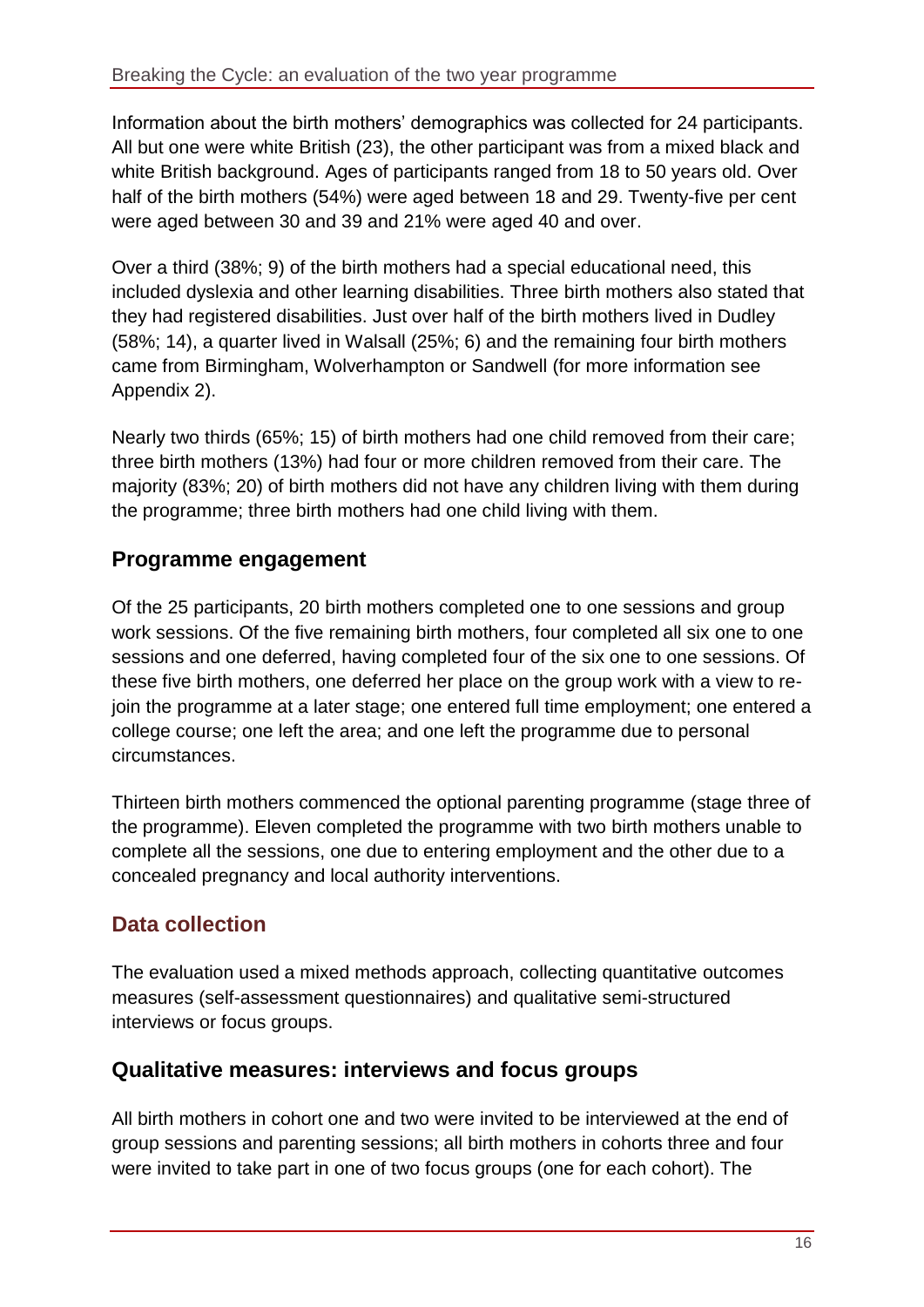Information about the birth mothers' demographics was collected for 24 participants. All but one were white British (23), the other participant was from a mixed black and white British background. Ages of participants ranged from 18 to 50 years old. Over half of the birth mothers (54%) were aged between 18 and 29. Twenty-five per cent were aged between 30 and 39 and 21% were aged 40 and over.

Over a third (38%; 9) of the birth mothers had a special educational need, this included dyslexia and other learning disabilities. Three birth mothers also stated that they had registered disabilities. Just over half of the birth mothers lived in Dudley (58%; 14), a quarter lived in Walsall (25%; 6) and the remaining four birth mothers came from Birmingham, Wolverhampton or Sandwell (for more information see Appendix 2).

Nearly two thirds (65%; 15) of birth mothers had one child removed from their care; three birth mothers (13%) had four or more children removed from their care. The majority (83%; 20) of birth mothers did not have any children living with them during the programme; three birth mothers had one child living with them.

### Programme engagement

Of the 25 participants, 20 birth mothers completed one to one sessions and group work sessions. Of the five remaining birth mothers, four completed all six one to one sessions and one deferred, having completed four of the six one to one sessions. Of these five birth mothers, one deferred her place on the group work with a view to re-join the programme at a later stage; one entered full time employment; one entered a college course; one left the area; and one left the programme due to personal circumstances.

Thirteen birth mothers commenced the optional parenting programme (stage three of the programme). Eleven completed the programme with two birth mothers unable to complete all the sessions, one due to entering employment and the other due to a concealed pregnancy and local authority interventions.

## Data collection

The evaluation used a mixed methods approach, collecting quantitative outcomes measures (self-assessment questionnaires) and qualitative semi-structured interviews or focus groups.

### Qualitative measures: interviews and focus groups

All birth mothers in cohort one and two were invited to be interviewed at the end of group sessions and parenting sessions; all birth mothers in cohorts three and four were invited to take part in one of two focus groups (one for each cohort). The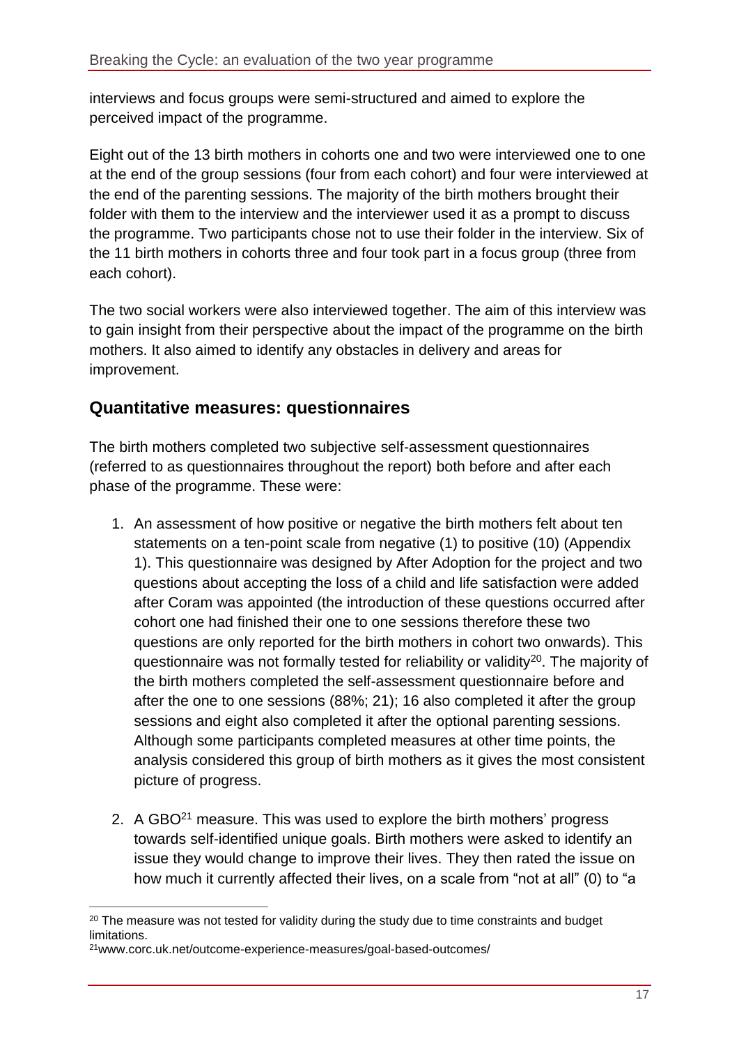interviews and focus groups were semi-structured and aimed to explore the perceived impact of the programme.

Eight out of the 13 birth mothers in cohorts one and two were interviewed one to one at the end of the group sessions (four from each cohort) and four were interviewed at the end of the parenting sessions. The majority of the birth mothers brought their folder with them to the interview and the interviewer used it as a prompt to discuss the programme. Two participants chose not to use their folder in the interview. Six of the 11 birth mothers in cohorts three and four took part in a focus group (three from each cohort).

The two social workers were also interviewed together. The aim of this interview was to gain insight from their perspective about the impact of the programme on the birth mothers. It also aimed to identify any obstacles in delivery and areas for improvement.

## Quantitative measures: questionnaires

The birth mothers completed two subjective self-assessment questionnaires (referred to as questionnaires throughout the report) both before and after each phase of the programme. These were:

1. An assessment of how positive or negative the birth mothers felt about ten statements on a ten-point scale from negative (1) to positive (10) (Appendix 1). This questionnaire was designed by After Adoption for the project and two questions about accepting the loss of a child and life satisfaction were added after Coram was appointed (the introduction of these questions occurred after cohort one had finished their one to one sessions therefore these two questions are only reported for the birth mothers in cohort two onwards). This questionnaire was not formally tested for reliability or validity[20]. The majority of the birth mothers completed the self-assessment questionnaire before and after the one to one sessions (88%; 21); 16 also completed it after the group sessions and eight also completed it after the optional parenting sessions. Although some participants completed measures at other time points, the analysis considered this group of birth mothers as it gives the most consistent picture of progress.

2. A GBO[21] measure. This was used to explore the birth mothers' progress towards self-identified unique goals. Birth mothers were asked to identify an issue they would change to improve their lives. They then rated the issue on how much it currently affected their lives, on a scale from "not at all" (0) to "a

[20] The measure was not tested for validity during the study due to time constraints and budget limitations.

[21] www.corc.uk.net/outcome-experience-measures/goal-based-outcomes/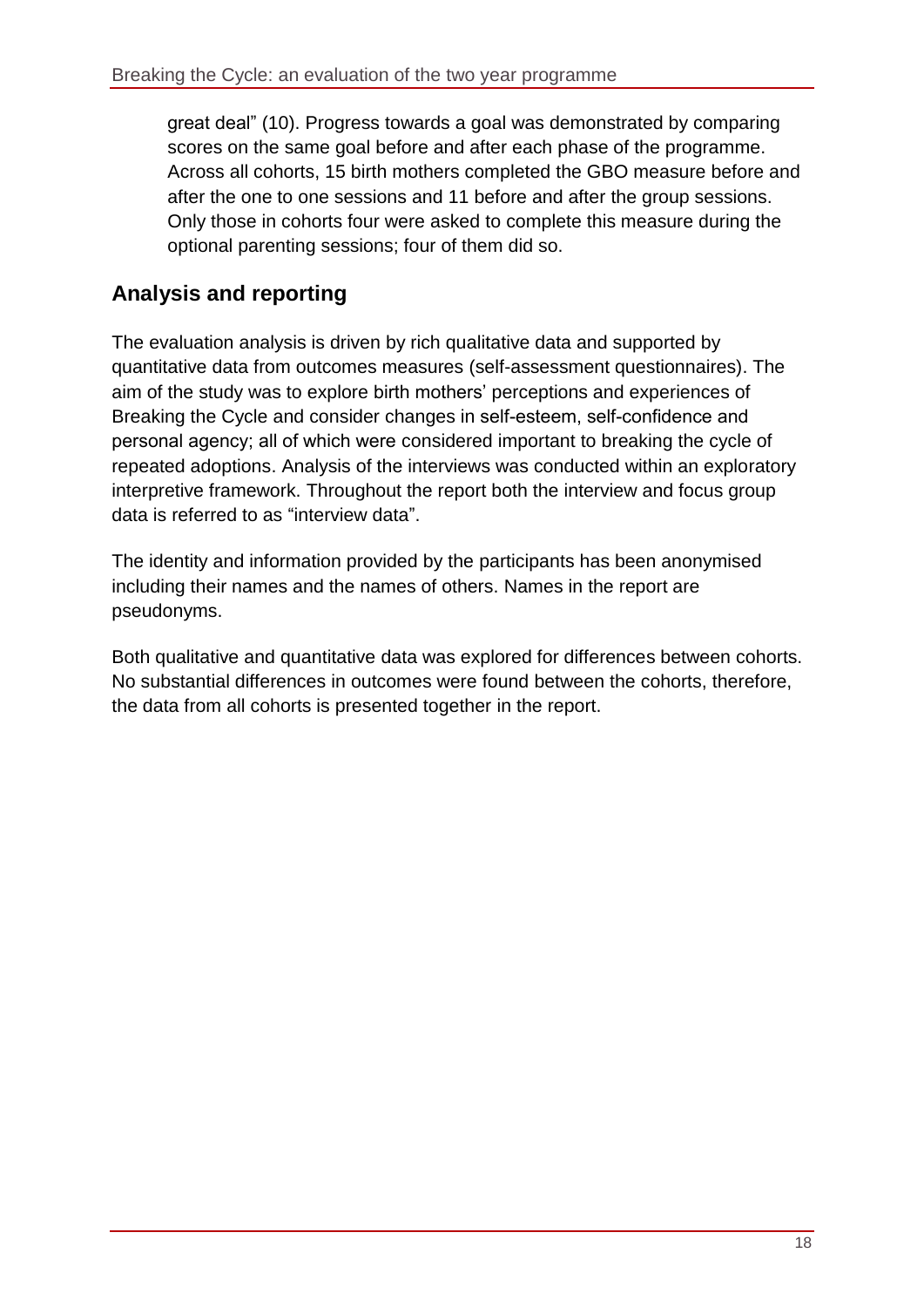great deal" (10). Progress towards a goal was demonstrated by comparing scores on the same goal before and after each phase of the programme. Across all cohorts, 15 birth mothers completed the GBO measure before and after the one to one sessions and 11 before and after the group sessions. Only those in cohorts four were asked to complete this measure during the optional parenting sessions; four of them did so.

## Analysis and reporting

The evaluation analysis is driven by rich qualitative data and supported by quantitative data from outcomes measures (self-assessment questionnaires). The aim of the study was to explore birth mothers' perceptions and experiences of Breaking the Cycle and consider changes in self-esteem, self-confidence and personal agency; all of which were considered important to breaking the cycle of repeated adoptions. Analysis of the interviews was conducted within an exploratory interpretive framework. Throughout the report both the interview and focus group data is referred to as "interview data".

The identity and information provided by the participants has been anonymised including their names and the names of others. Names in the report are pseudonyms.

Both qualitative and quantitative data was explored for differences between cohorts. No substantial differences in outcomes were found between the cohorts, therefore, the data from all cohorts is presented together in the report.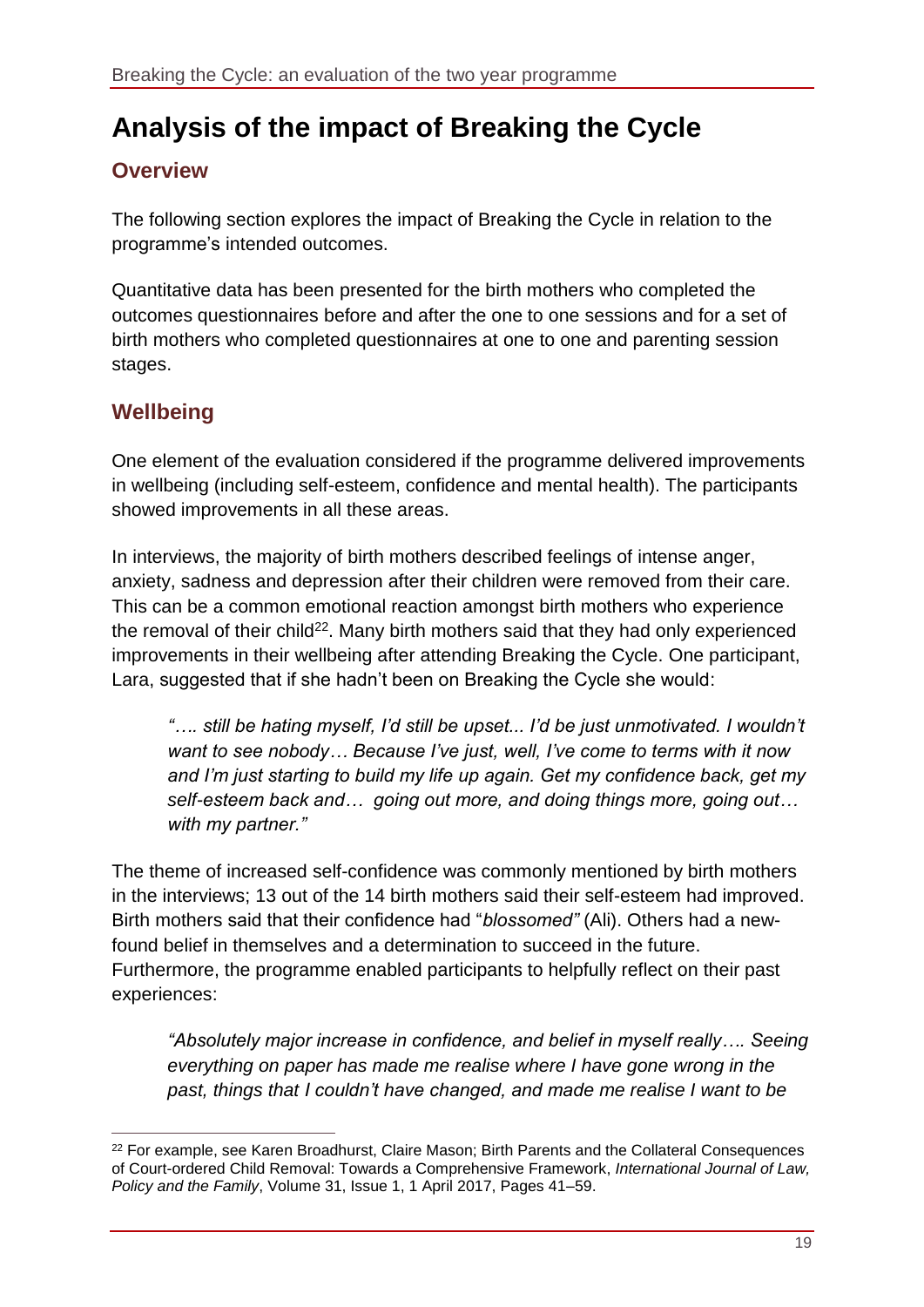# Analysis of the impact of Breaking the Cycle

## Overview

The following section explores the impact of Breaking the Cycle in relation to the programme's intended outcomes.

Quantitative data has been presented for the birth mothers who completed the outcomes questionnaires before and after the one to one sessions and for a set of birth mothers who completed questionnaires at one to one and parenting session stages.

## Wellbeing

One element of the evaluation considered if the programme delivered improvements in wellbeing (including self-esteem, confidence and mental health). The participants showed improvements in all these areas.

In interviews, the majority of birth mothers described feelings of intense anger, anxiety, sadness and depression after their children were removed from their care. This can be a common emotional reaction amongst birth mothers who experience the removal of their child[22]. Many birth mothers said that they had only experienced improvements in their wellbeing after attending Breaking the Cycle. One participant, Lara, suggested that if she hadn't been on Breaking the Cycle she would:

> *"…. still be hating myself, I'd still be upset... I'd be just unmotivated. I wouldn't want to see nobody… Because I've just, well, I've come to terms with it now and I'm just starting to build my life up again. Get my confidence back, get my self-esteem back and… going out more, and doing things more, going out… with my partner."*

The theme of increased self-confidence was commonly mentioned by birth mothers in the interviews; 13 out of the 14 birth mothers said their self-esteem had improved. Birth mothers said that their confidence had "*blossomed"* (Ali). Others had a new-found belief in themselves and a determination to succeed in the future. Furthermore, the programme enabled participants to helpfully reflect on their past experiences:

> *"Absolutely major increase in confidence, and belief in myself really…. Seeing everything on paper has made me realise where I have gone wrong in the past, things that I couldn't have changed, and made me realise I want to be*

[22] For example, see Karen Broadhurst, Claire Mason; Birth Parents and the Collateral Consequences of Court-ordered Child Removal: Towards a Comprehensive Framework, *International Journal of Law, Policy and the Family*, Volume 31, Issue 1, 1 April 2017, Pages 41–59.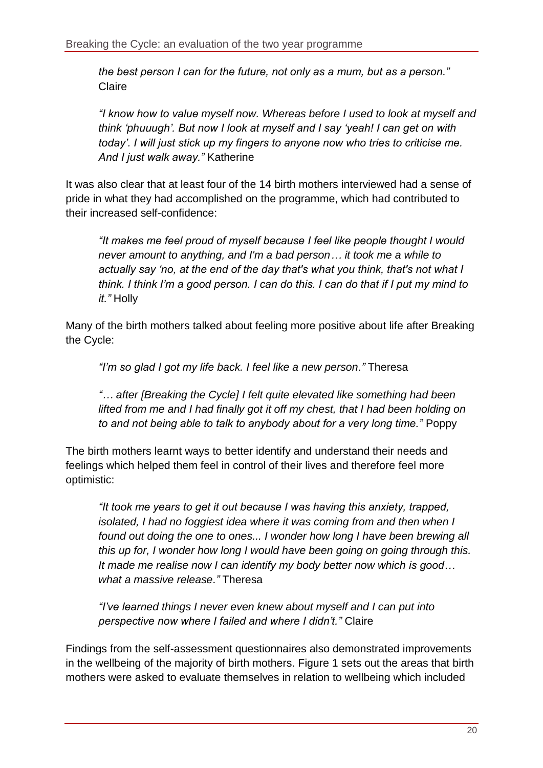*the best person I can for the future, not only as a mum, but as a person."* Claire

*"I know how to value myself now. Whereas before I used to look at myself and think 'phuuugh'. But now I look at myself and I say 'yeah! I can get on with today'. I will just stick up my fingers to anyone now who tries to criticise me. And I just walk away."* Katherine

It was also clear that at least four of the 14 birth mothers interviewed had a sense of pride in what they had accomplished on the programme, which had contributed to their increased self-confidence:

*"It makes me feel proud of myself because I feel like people thought I would never amount to anything, and I'm a bad person… it took me a while to actually say 'no, at the end of the day that's what you think, that's not what I think. I think I'm a good person. I can do this. I can do that if I put my mind to it."* Holly

Many of the birth mothers talked about feeling more positive about life after Breaking the Cycle:

*"I'm so glad I got my life back. I feel like a new person."* Theresa

*"… after [Breaking the Cycle] I felt quite elevated like something had been lifted from me and I had finally got it off my chest, that I had been holding on to and not being able to talk to anybody about for a very long time."* Poppy

The birth mothers learnt ways to better identify and understand their needs and feelings which helped them feel in control of their lives and therefore feel more optimistic:

*"It took me years to get it out because I was having this anxiety, trapped, isolated, I had no foggiest idea where it was coming from and then when I found out doing the one to ones... I wonder how long I have been brewing all this up for, I wonder how long I would have been going on going through this. It made me realise now I can identify my body better now which is good… what a massive release."* Theresa

*"I've learned things I never even knew about myself and I can put into perspective now where I failed and where I didn't."* Claire

Findings from the self-assessment questionnaires also demonstrated improvements in the wellbeing of the majority of birth mothers. Figure 1 sets out the areas that birth mothers were asked to evaluate themselves in relation to wellbeing which included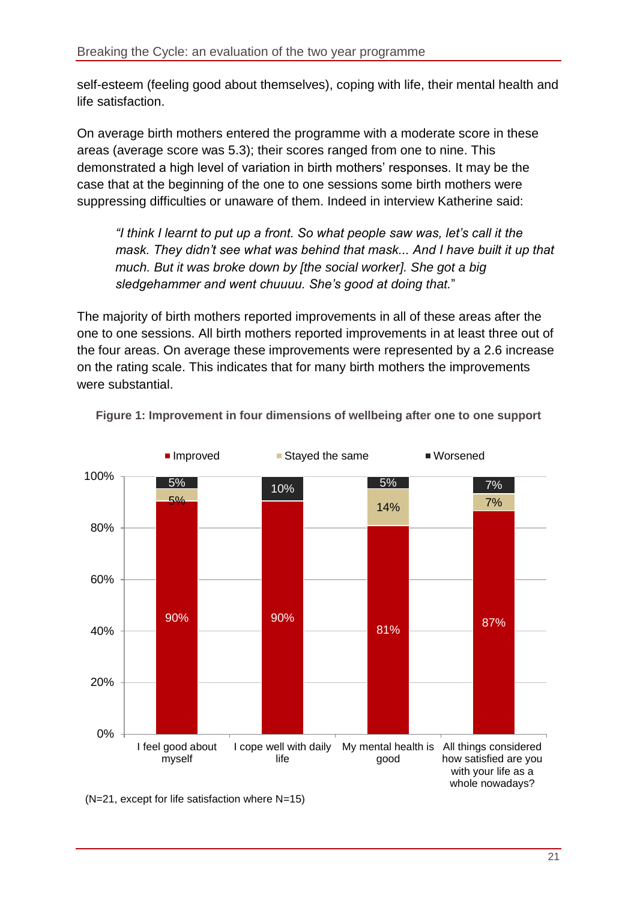self-esteem (feeling good about themselves), coping with life, their mental health and life satisfaction.

On average birth mothers entered the programme with a moderate score in these areas (average score was 5.3); their scores ranged from one to nine. This demonstrated a high level of variation in birth mothers' responses. It may be the case that at the beginning of the one to one sessions some birth mothers were suppressing difficulties or unaware of them. Indeed in interview Katherine said:

> *"I think I learnt to put up a front. So what people saw was, let's call it the mask. They didn't see what was behind that mask... And I have built it up that much. But it was broke down by [the social worker]. She got a big sledgehammer and went chuuuu. She's good at doing that.*"

The majority of birth mothers reported improvements in all of these areas after the one to one sessions. All birth mothers reported improvements in at least three out of the four areas. On average these improvements were represented by a 2.6 increase on the rating scale. This indicates that for many birth mothers the improvements were substantial.

**Figure 1: Improvement in four dimensions of wellbeing after one to one support**

| | Improved | Stayed the same | Worsened |
|---|---|---|---|
| I feel good about myself | 90% | 5% | 5% |
| I cope well with daily life | 90% | | 10% |
| My mental health is good | 81% | 14% | 5% |
| All things considered how satisfied are you with your life as a whole nowadays? | 87% | 7% | 7% |

(N=21, except for life satisfaction where N=15)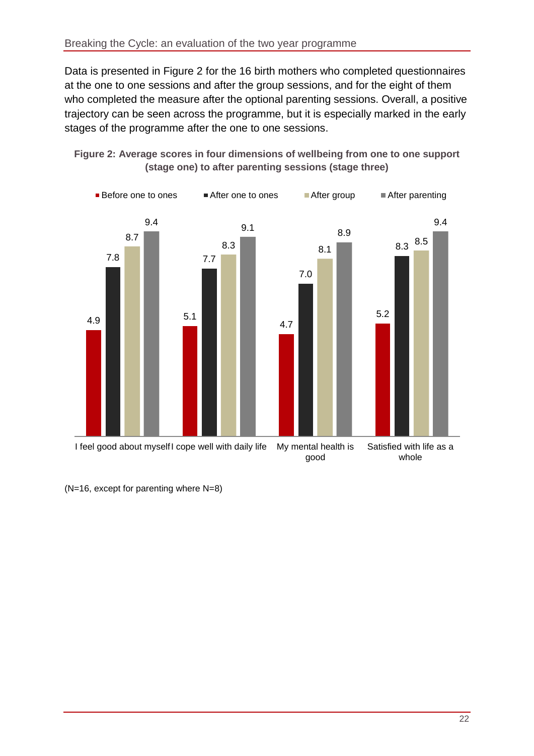Data is presented in Figure 2 for the 16 birth mothers who completed questionnaires at the one to one sessions and after the group sessions, and for the eight of them who completed the measure after the optional parenting sessions. Overall, a positive trajectory can be seen across the programme, but it is especially marked in the early stages of the programme after the one to one sessions.

**Figure 2: Average scores in four dimensions of wellbeing from one to one support (stage one) to after parenting sessions (stage three)**

| | Before one to ones | After one to ones | After group | After parenting |
|---|---|---|---|---|
| I feel good about myself | 4.9 | 7.8 | 8.7 | 9.4 |
| I cope well with daily life | 5.1 | 7.7 | 8.3 | 9.1 |
| My mental health is good | 4.7 | 7.0 | 8.1 | 8.9 |
| Satisfied with life as a whole | 5.2 | 8.3 | 8.5 | 9.4 |

(N=16, except for parenting where N=8)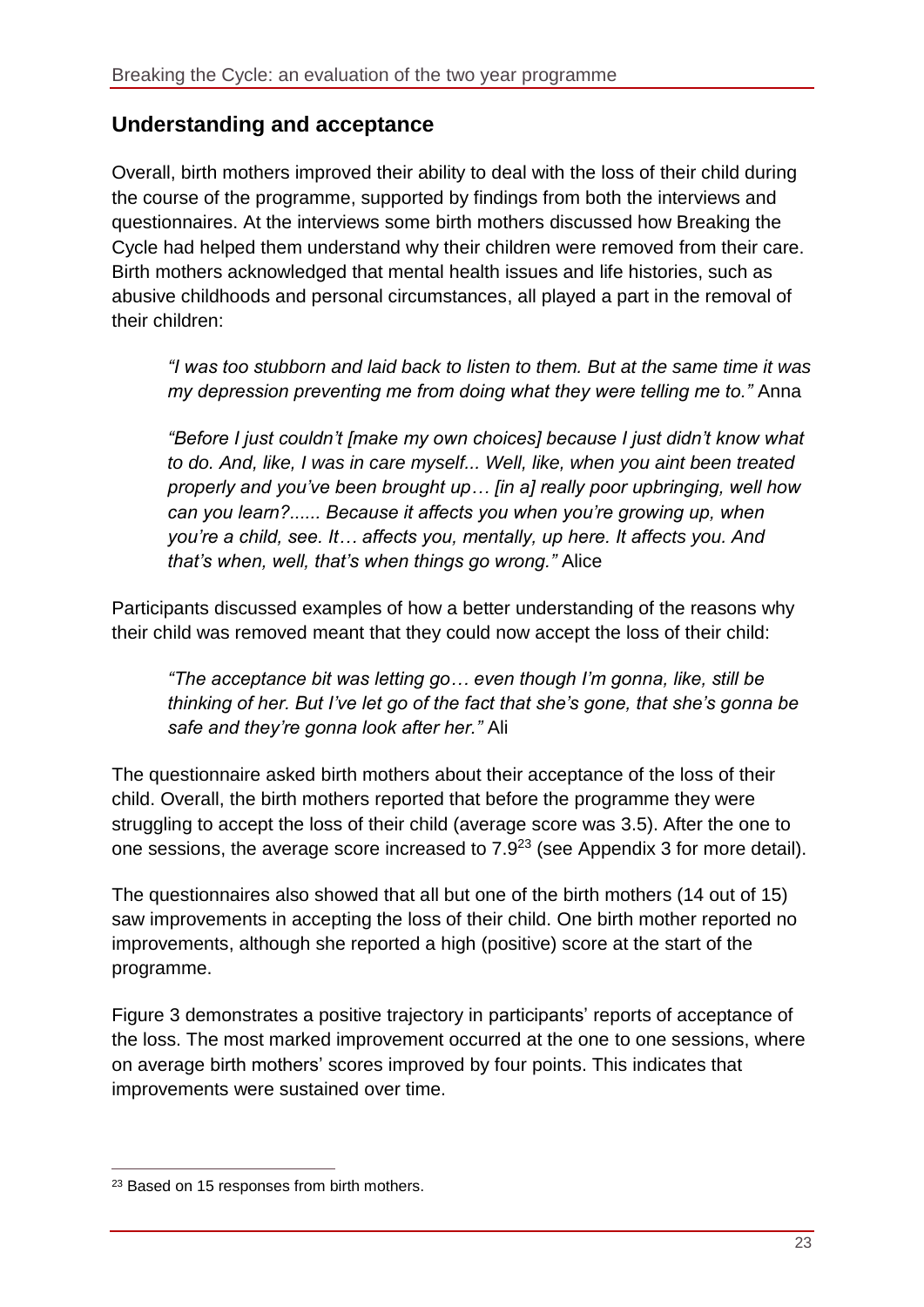## Understanding and acceptance

Overall, birth mothers improved their ability to deal with the loss of their child during the course of the programme, supported by findings from both the interviews and questionnaires. At the interviews some birth mothers discussed how Breaking the Cycle had helped them understand why their children were removed from their care. Birth mothers acknowledged that mental health issues and life histories, such as abusive childhoods and personal circumstances, all played a part in the removal of their children:

> *"I was too stubborn and laid back to listen to them. But at the same time it was my depression preventing me from doing what they were telling me to."* Anna

> *"Before I just couldn't [make my own choices] because I just didn't know what to do. And, like, I was in care myself... Well, like, when you aint been treated properly and you've been brought up… [in a] really poor upbringing, well how can you learn?...... Because it affects you when you're growing up, when you're a child, see. It… affects you, mentally, up here. It affects you. And that's when, well, that's when things go wrong."* Alice

Participants discussed examples of how a better understanding of the reasons why their child was removed meant that they could now accept the loss of their child:

> *"The acceptance bit was letting go… even though I'm gonna, like, still be thinking of her. But I've let go of the fact that she's gone, that she's gonna be safe and they're gonna look after her."* Ali

The questionnaire asked birth mothers about their acceptance of the loss of their child. Overall, the birth mothers reported that before the programme they were struggling to accept the loss of their child (average score was 3.5). After the one to one sessions, the average score increased to 7.9[23] (see Appendix 3 for more detail).

The questionnaires also showed that all but one of the birth mothers (14 out of 15) saw improvements in accepting the loss of their child. One birth mother reported no improvements, although she reported a high (positive) score at the start of the programme.

Figure 3 demonstrates a positive trajectory in participants' reports of acceptance of the loss. The most marked improvement occurred at the one to one sessions, where on average birth mothers' scores improved by four points. This indicates that improvements were sustained over time.

[23] Based on 15 responses from birth mothers.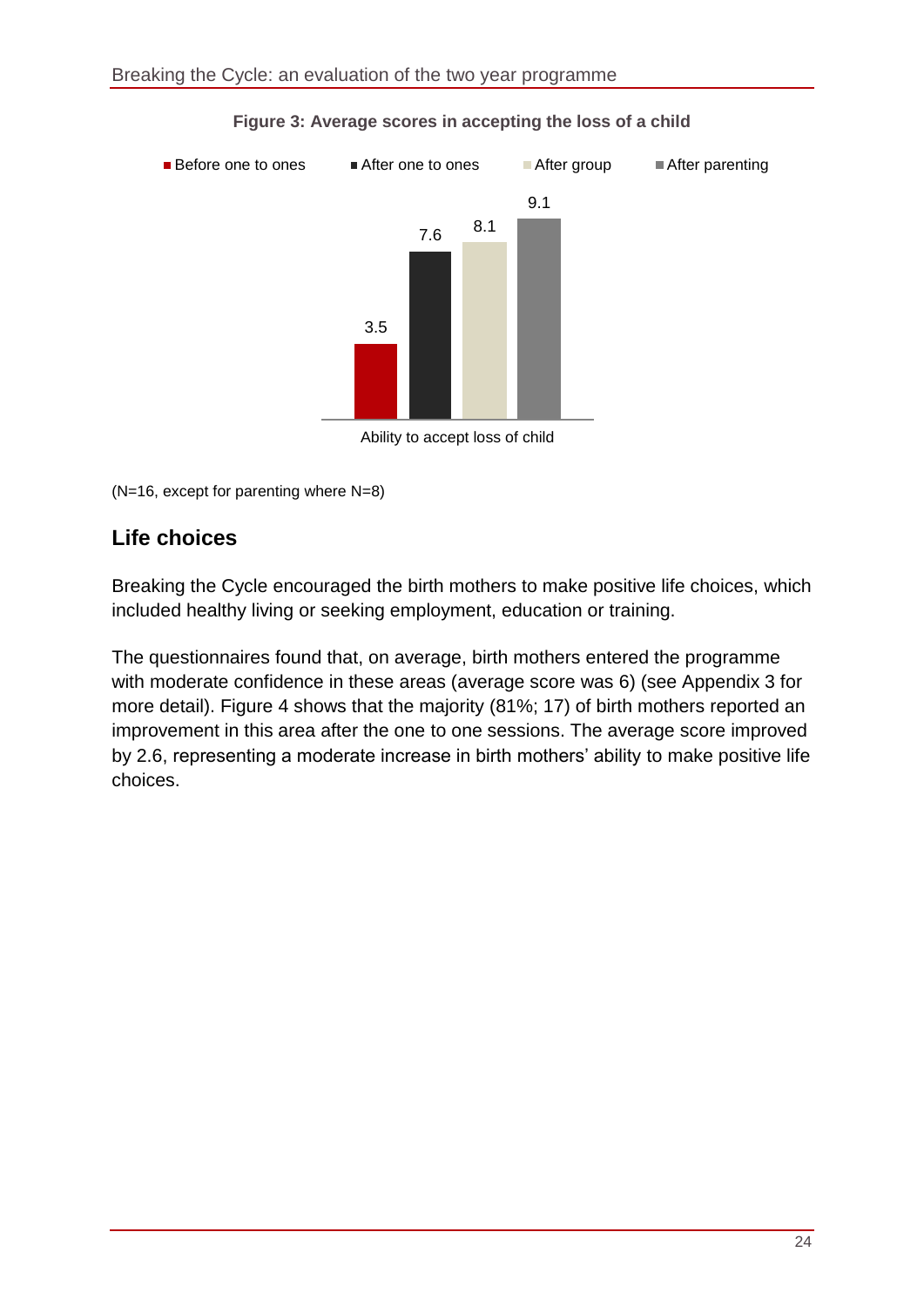**Figure 3: Average scores in accepting the loss of a child**

| | Before one to ones | After one to ones | After group | After parenting |
|---|---|---|---|---|
| Ability to accept loss of child | 3.5 | 7.6 | 8.1 | 9.1 |

(N=16, except for parenting where N=8)

## Life choices

Breaking the Cycle encouraged the birth mothers to make positive life choices, which included healthy living or seeking employment, education or training.

The questionnaires found that, on average, birth mothers entered the programme with moderate confidence in these areas (average score was 6) (see Appendix 3 for more detail). Figure 4 shows that the majority (81%; 17) of birth mothers reported an improvement in this area after the one to one sessions. The average score improved by 2.6, representing a moderate increase in birth mothers' ability to make positive life choices.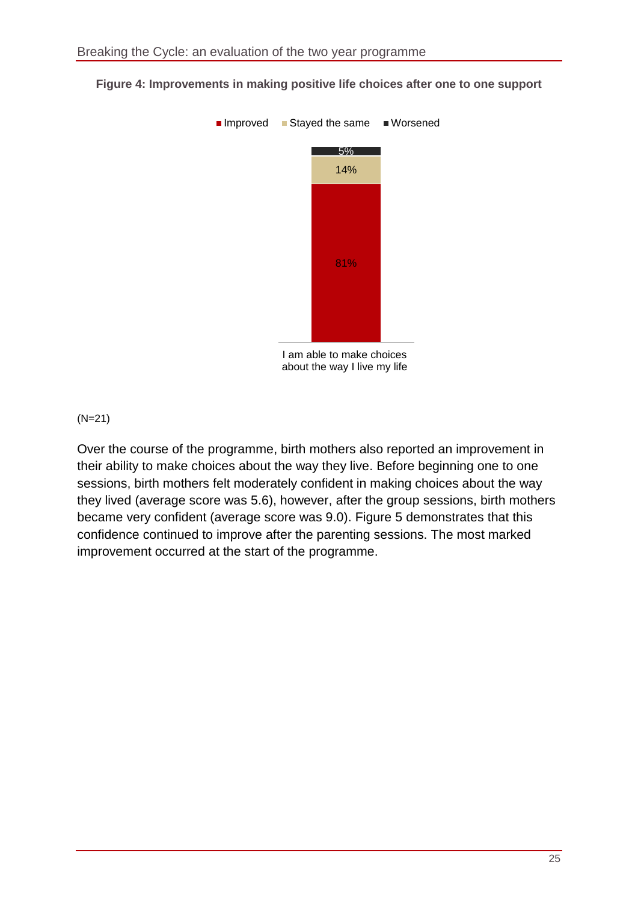**Figure 4: Improvements in making positive life choices after one to one support**

| | Improved | Stayed the same | Worsened |
|---|---|---|---|
| I am able to make choices about the way I live my life | 81% | 14% | 5% |

(N=21)

Over the course of the programme, birth mothers also reported an improvement in their ability to make choices about the way they live. Before beginning one to one sessions, birth mothers felt moderately confident in making choices about the way they lived (average score was 5.6), however, after the group sessions, birth mothers became very confident (average score was 9.0). Figure 5 demonstrates that this confidence continued to improve after the parenting sessions. The most marked improvement occurred at the start of the programme.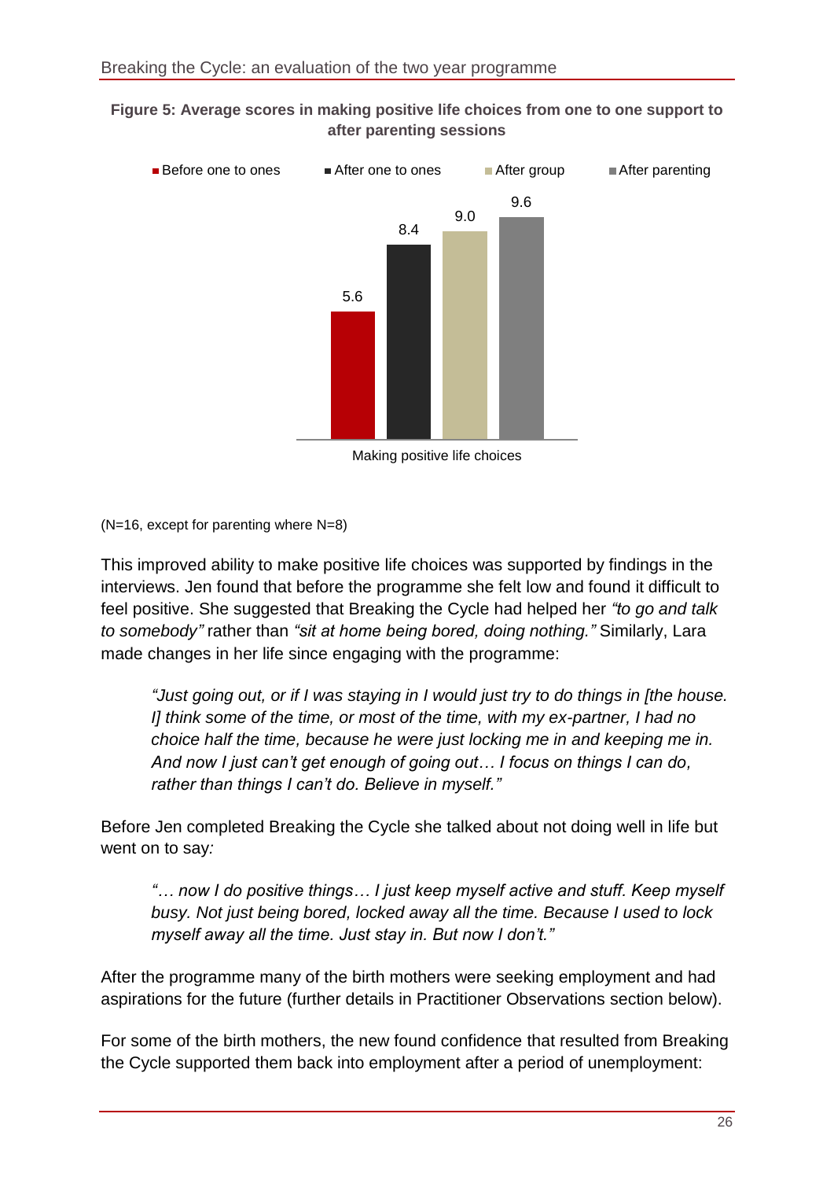**Figure 5: Average scores in making positive life choices from one to one support to after parenting sessions**

| | Before one to ones | After one to ones | After group | After parenting |
|---|---|---|---|---|
| Making positive life choices | 5.6 | 8.4 | 9.0 | 9.6 |

(N=16, except for parenting where N=8)

This improved ability to make positive life choices was supported by findings in the interviews. Jen found that before the programme she felt low and found it difficult to feel positive. She suggested that Breaking the Cycle had helped her *"to go and talk to somebody"* rather than *"sit at home being bored, doing nothing."* Similarly, Lara made changes in her life since engaging with the programme:

> *"Just going out, or if I was staying in I would just try to do things in [the house. I] think some of the time, or most of the time, with my ex-partner, I had no choice half the time, because he were just locking me in and keeping me in. And now I just can't get enough of going out… I focus on things I can do, rather than things I can't do. Believe in myself."*

Before Jen completed Breaking the Cycle she talked about not doing well in life but went on to say:

> *"… now I do positive things… I just keep myself active and stuff. Keep myself busy. Not just being bored, locked away all the time. Because I used to lock myself away all the time. Just stay in. But now I don't."*

After the programme many of the birth mothers were seeking employment and had aspirations for the future (further details in Practitioner Observations section below).

For some of the birth mothers, the new found confidence that resulted from Breaking the Cycle supported them back into employment after a period of unemployment: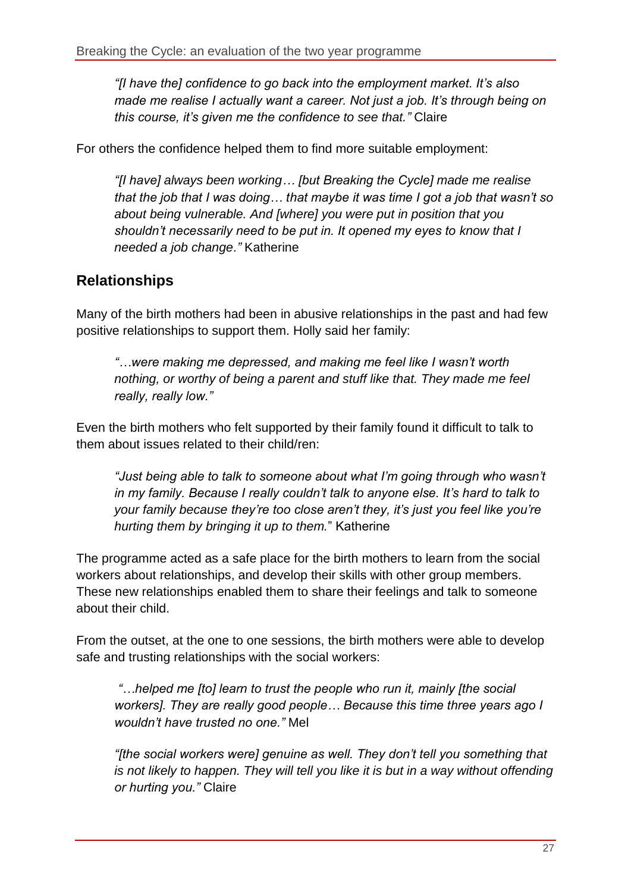*"[I have the] confidence to go back into the employment market. It's also made me realise I actually want a career. Not just a job. It's through being on this course, it's given me the confidence to see that."* Claire

For others the confidence helped them to find more suitable employment:

*"[I have] always been working… [but Breaking the Cycle] made me realise that the job that I was doing… that maybe it was time I got a job that wasn't so about being vulnerable. And [where] you were put in position that you shouldn't necessarily need to be put in. It opened my eyes to know that I needed a job change."* Katherine

## Relationships

Many of the birth mothers had been in abusive relationships in the past and had few positive relationships to support them. Holly said her family:

*"…were making me depressed, and making me feel like I wasn't worth nothing, or worthy of being a parent and stuff like that. They made me feel really, really low."*

Even the birth mothers who felt supported by their family found it difficult to talk to them about issues related to their child/ren:

*"Just being able to talk to someone about what I'm going through who wasn't in my family. Because I really couldn't talk to anyone else. It's hard to talk to your family because they're too close aren't they, it's just you feel like you're hurting them by bringing it up to them."* Katherine

The programme acted as a safe place for the birth mothers to learn from the social workers about relationships, and develop their skills with other group members. These new relationships enabled them to share their feelings and talk to someone about their child.

From the outset, at the one to one sessions, the birth mothers were able to develop safe and trusting relationships with the social workers:

*"…helped me [to] learn to trust the people who run it, mainly [the social workers]. They are really good people… Because this time three years ago I wouldn't have trusted no one."* Mel

*"[the social workers were] genuine as well. They don't tell you something that is not likely to happen. They will tell you like it is but in a way without offending or hurting you."* Claire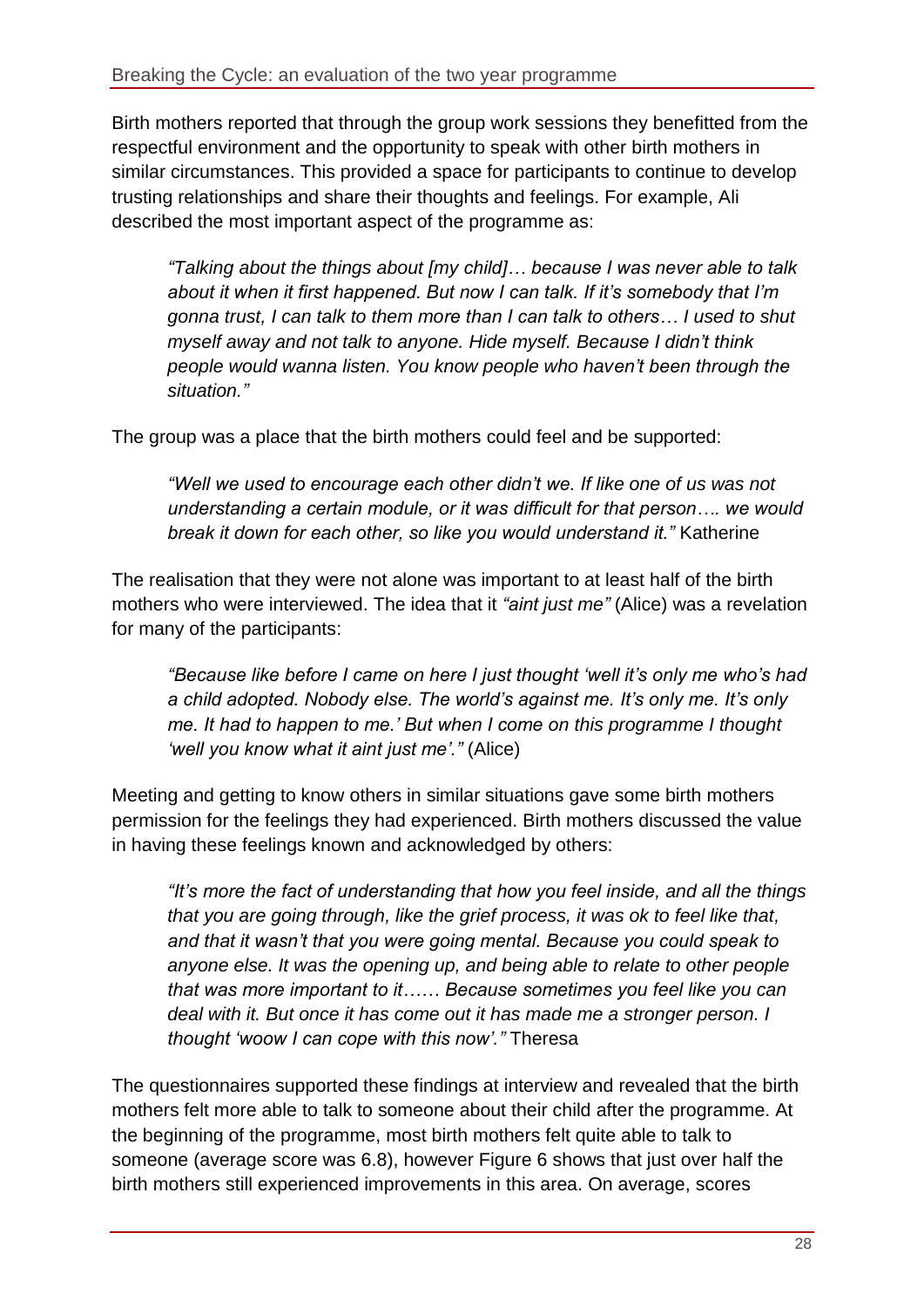Birth mothers reported that through the group work sessions they benefitted from the respectful environment and the opportunity to speak with other birth mothers in similar circumstances. This provided a space for participants to continue to develop trusting relationships and share their thoughts and feelings. For example, Ali described the most important aspect of the programme as:

> *"Talking about the things about [my child]… because I was never able to talk about it when it first happened. But now I can talk. If it's somebody that I'm gonna trust, I can talk to them more than I can talk to others… I used to shut myself away and not talk to anyone. Hide myself. Because I didn't think people would wanna listen. You know people who haven't been through the situation."*

The group was a place that the birth mothers could feel and be supported:

> *"Well we used to encourage each other didn't we. If like one of us was not understanding a certain module, or it was difficult for that person…. we would break it down for each other, so like you would understand it."* Katherine

The realisation that they were not alone was important to at least half of the birth mothers who were interviewed. The idea that it *"aint just me"* (Alice) was a revelation for many of the participants:

> *"Because like before I came on here I just thought 'well it's only me who's had a child adopted. Nobody else. The world's against me. It's only me. It's only me. It had to happen to me.' But when I come on this programme I thought 'well you know what it aint just me'."* (Alice)

Meeting and getting to know others in similar situations gave some birth mothers permission for the feelings they had experienced. Birth mothers discussed the value in having these feelings known and acknowledged by others:

> *"It's more the fact of understanding that how you feel inside, and all the things that you are going through, like the grief process, it was ok to feel like that, and that it wasn't that you were going mental. Because you could speak to anyone else. It was the opening up, and being able to relate to other people that was more important to it…… Because sometimes you feel like you can deal with it. But once it has come out it has made me a stronger person. I thought 'woow I can cope with this now'."* Theresa

The questionnaires supported these findings at interview and revealed that the birth mothers felt more able to talk to someone about their child after the programme. At the beginning of the programme, most birth mothers felt quite able to talk to someone (average score was 6.8), however Figure 6 shows that just over half the birth mothers still experienced improvements in this area. On average, scores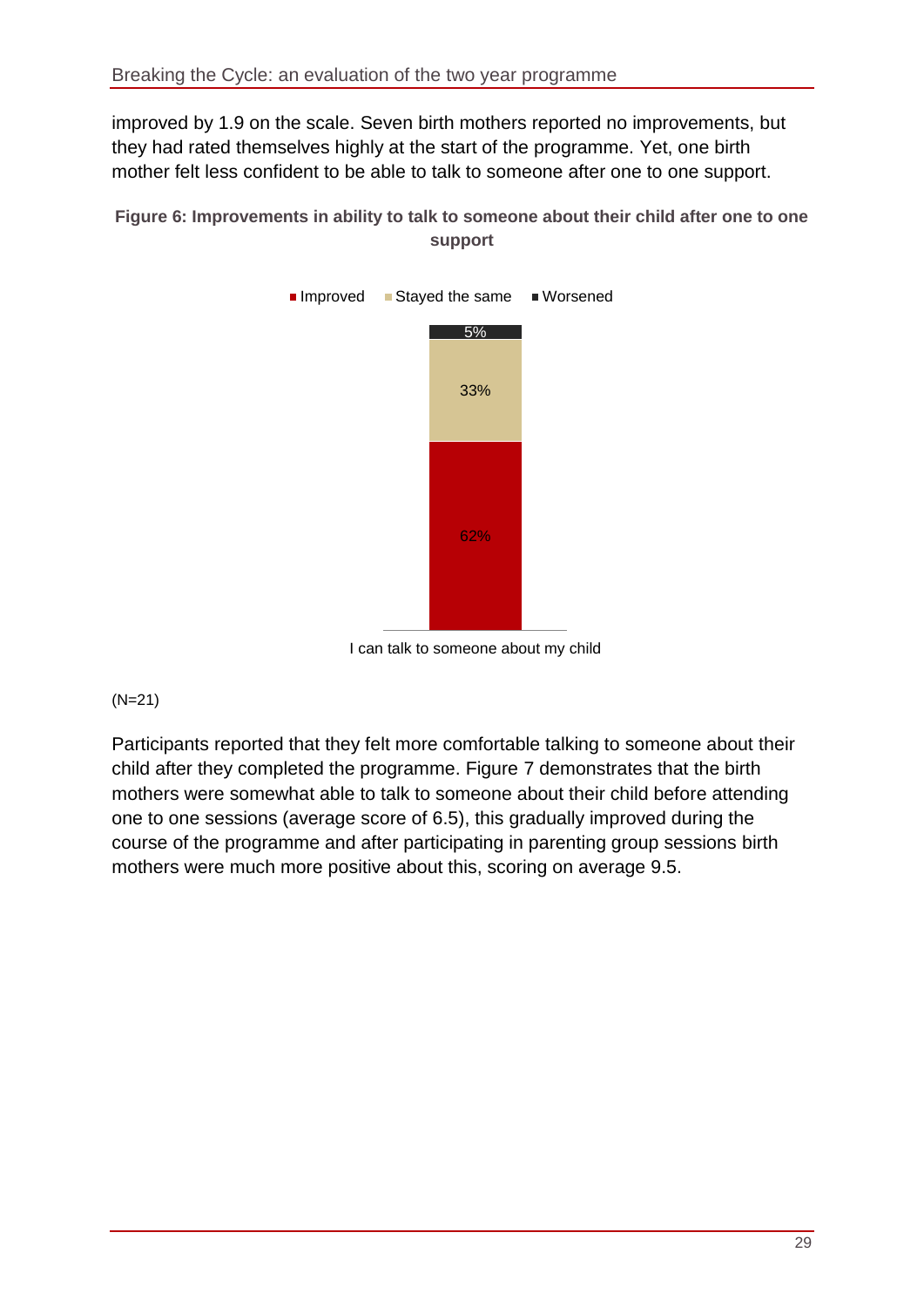improved by 1.9 on the scale. Seven birth mothers reported no improvements, but they had rated themselves highly at the start of the programme. Yet, one birth mother felt less confident to be able to talk to someone after one to one support.

**Figure 6: Improvements in ability to talk to someone about their child after one to one support**

| | Improved | Stayed the same | Worsened |
|---|---|---|---|
| I can talk to someone about my child | 62% | 33% | 5% |

(N=21)

Participants reported that they felt more comfortable talking to someone about their child after they completed the programme. Figure 7 demonstrates that the birth mothers were somewhat able to talk to someone about their child before attending one to one sessions (average score of 6.5), this gradually improved during the course of the programme and after participating in parenting group sessions birth mothers were much more positive about this, scoring on average 9.5.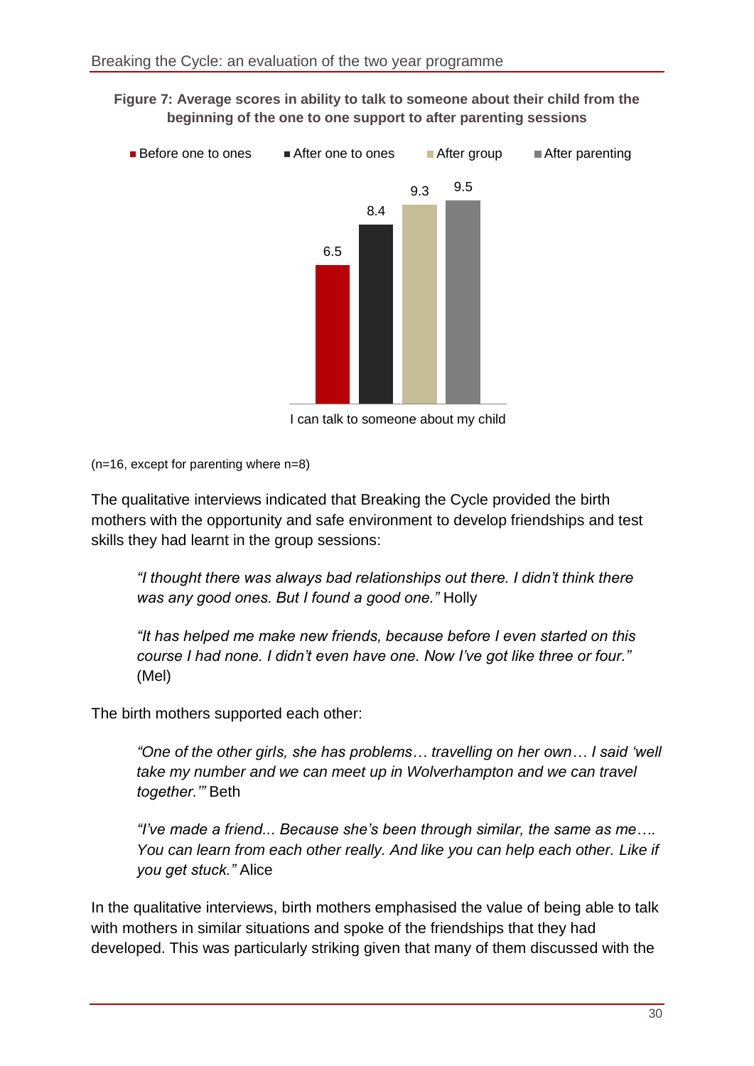**Figure 7: Average scores in ability to talk to someone about their child from the beginning of the one to one support to after parenting sessions**

| | Before one to ones | After one to ones | After group | After parenting |
|---|---|---|---|---|
| I can talk to someone about my child | 6.5 | 8.4 | 9.3 | 9.5 |

(n=16, except for parenting where n=8)

The qualitative interviews indicated that Breaking the Cycle provided the birth mothers with the opportunity and safe environment to develop friendships and test skills they had learnt in the group sessions:

> *"I thought there was always bad relationships out there. I didn't think there was any good ones. But I found a good one."* Holly

> *"It has helped me make new friends, because before I even started on this course I had none. I didn't even have one. Now I've got like three or four."* (Mel)

The birth mothers supported each other:

> *"One of the other girls, she has problems… travelling on her own… I said 'well take my number and we can meet up in Wolverhampton and we can travel together.'"* Beth

> *"I've made a friend... Because she's been through similar, the same as me…. You can learn from each other really. And like you can help each other. Like if you get stuck."* Alice

In the qualitative interviews, birth mothers emphasised the value of being able to talk with mothers in similar situations and spoke of the friendships that they had developed. This was particularly striking given that many of them discussed with the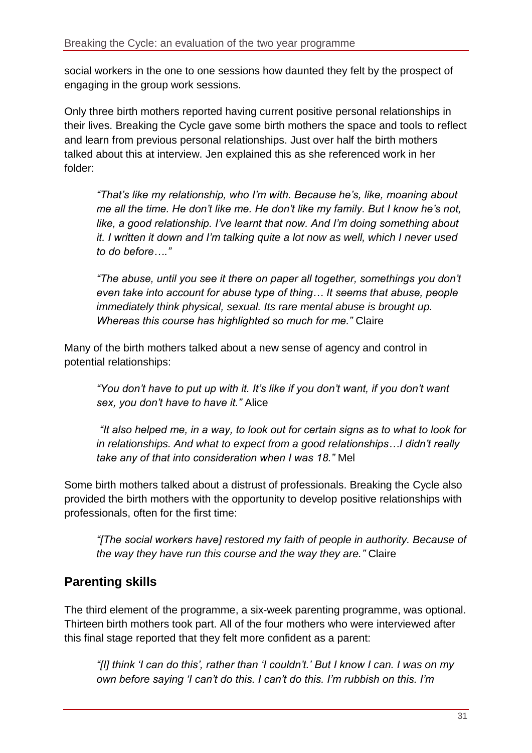social workers in the one to one sessions how daunted they felt by the prospect of engaging in the group work sessions.

Only three birth mothers reported having current positive personal relationships in their lives. Breaking the Cycle gave some birth mothers the space and tools to reflect and learn from previous personal relationships. Just over half the birth mothers talked about this at interview. Jen explained this as she referenced work in her folder:

> *"That's like my relationship, who I'm with. Because he's, like, moaning about me all the time. He don't like me. He don't like my family. But I know he's not, like, a good relationship. I've learnt that now. And I'm doing something about it. I written it down and I'm talking quite a lot now as well, which I never used to do before…."*

> *"The abuse, until you see it there on paper all together, somethings you don't even take into account for abuse type of thing… It seems that abuse, people immediately think physical, sexual. Its rare mental abuse is brought up. Whereas this course has highlighted so much for me."* Claire

Many of the birth mothers talked about a new sense of agency and control in potential relationships:

> *"You don't have to put up with it. It's like if you don't want, if you don't want sex, you don't have to have it."* Alice

> *"It also helped me, in a way, to look out for certain signs as to what to look for in relationships. And what to expect from a good relationships…I didn't really take any of that into consideration when I was 18."* Mel

Some birth mothers talked about a distrust of professionals. Breaking the Cycle also provided the birth mothers with the opportunity to develop positive relationships with professionals, often for the first time:

> *"[The social workers have] restored my faith of people in authority. Because of the way they have run this course and the way they are."* Claire

## Parenting skills

The third element of the programme, a six-week parenting programme, was optional. Thirteen birth mothers took part. All of the four mothers who were interviewed after this final stage reported that they felt more confident as a parent:

> *"[I] think 'I can do this', rather than 'I couldn't.' But I know I can. I was on my own before saying 'I can't do this. I can't do this. I'm rubbish on this. I'm*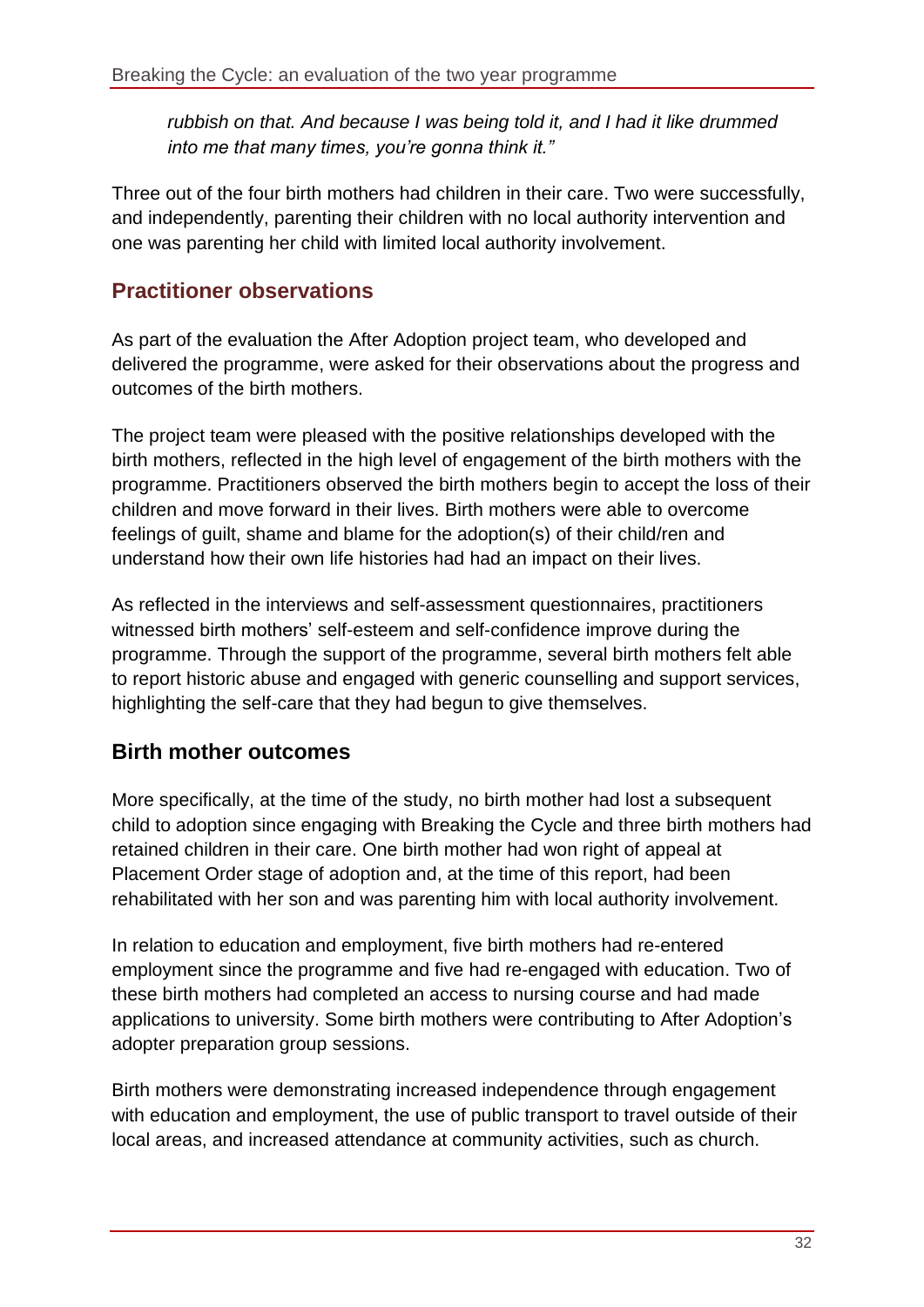*rubbish on that. And because I was being told it, and I had it like drummed into me that many times, you're gonna think it."*

Three out of the four birth mothers had children in their care. Two were successfully, and independently, parenting their children with no local authority intervention and one was parenting her child with limited local authority involvement.

## Practitioner observations

As part of the evaluation the After Adoption project team, who developed and delivered the programme, were asked for their observations about the progress and outcomes of the birth mothers.

The project team were pleased with the positive relationships developed with the birth mothers, reflected in the high level of engagement of the birth mothers with the programme. Practitioners observed the birth mothers begin to accept the loss of their children and move forward in their lives. Birth mothers were able to overcome feelings of guilt, shame and blame for the adoption(s) of their child/ren and understand how their own life histories had had an impact on their lives.

As reflected in the interviews and self-assessment questionnaires, practitioners witnessed birth mothers' self-esteem and self-confidence improve during the programme. Through the support of the programme, several birth mothers felt able to report historic abuse and engaged with generic counselling and support services, highlighting the self-care that they had begun to give themselves.

## Birth mother outcomes

More specifically, at the time of the study, no birth mother had lost a subsequent child to adoption since engaging with Breaking the Cycle and three birth mothers had retained children in their care. One birth mother had won right of appeal at Placement Order stage of adoption and, at the time of this report, had been rehabilitated with her son and was parenting him with local authority involvement.

In relation to education and employment, five birth mothers had re-entered employment since the programme and five had re-engaged with education. Two of these birth mothers had completed an access to nursing course and had made applications to university. Some birth mothers were contributing to After Adoption's adopter preparation group sessions.

Birth mothers were demonstrating increased independence through engagement with education and employment, the use of public transport to travel outside of their local areas, and increased attendance at community activities, such as church.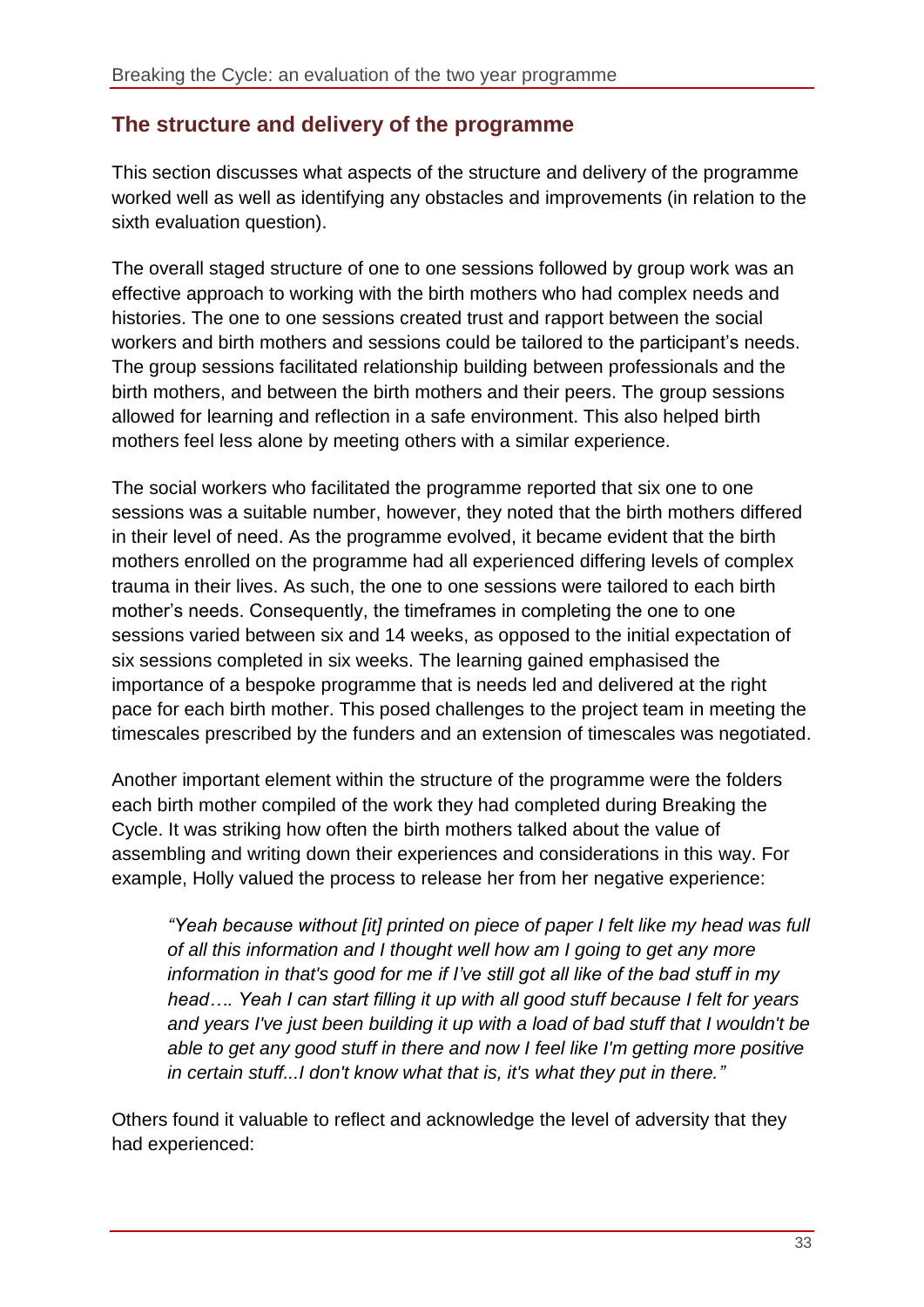## The structure and delivery of the programme

This section discusses what aspects of the structure and delivery of the programme worked well as well as identifying any obstacles and improvements (in relation to the sixth evaluation question).

The overall staged structure of one to one sessions followed by group work was an effective approach to working with the birth mothers who had complex needs and histories. The one to one sessions created trust and rapport between the social workers and birth mothers and sessions could be tailored to the participant's needs. The group sessions facilitated relationship building between professionals and the birth mothers, and between the birth mothers and their peers. The group sessions allowed for learning and reflection in a safe environment. This also helped birth mothers feel less alone by meeting others with a similar experience.

The social workers who facilitated the programme reported that six one to one sessions was a suitable number, however, they noted that the birth mothers differed in their level of need. As the programme evolved, it became evident that the birth mothers enrolled on the programme had all experienced differing levels of complex trauma in their lives. As such, the one to one sessions were tailored to each birth mother's needs. Consequently, the timeframes in completing the one to one sessions varied between six and 14 weeks, as opposed to the initial expectation of six sessions completed in six weeks. The learning gained emphasised the importance of a bespoke programme that is needs led and delivered at the right pace for each birth mother. This posed challenges to the project team in meeting the timescales prescribed by the funders and an extension of timescales was negotiated.

Another important element within the structure of the programme were the folders each birth mother compiled of the work they had completed during Breaking the Cycle. It was striking how often the birth mothers talked about the value of assembling and writing down their experiences and considerations in this way. For example, Holly valued the process to release her from her negative experience:

> *"Yeah because without [it] printed on piece of paper I felt like my head was full of all this information and I thought well how am I going to get any more information in that's good for me if I've still got all like of the bad stuff in my head…. Yeah I can start filling it up with all good stuff because I felt for years and years I've just been building it up with a load of bad stuff that I wouldn't be able to get any good stuff in there and now I feel like I'm getting more positive in certain stuff...I don't know what that is, it's what they put in there."*

Others found it valuable to reflect and acknowledge the level of adversity that they had experienced: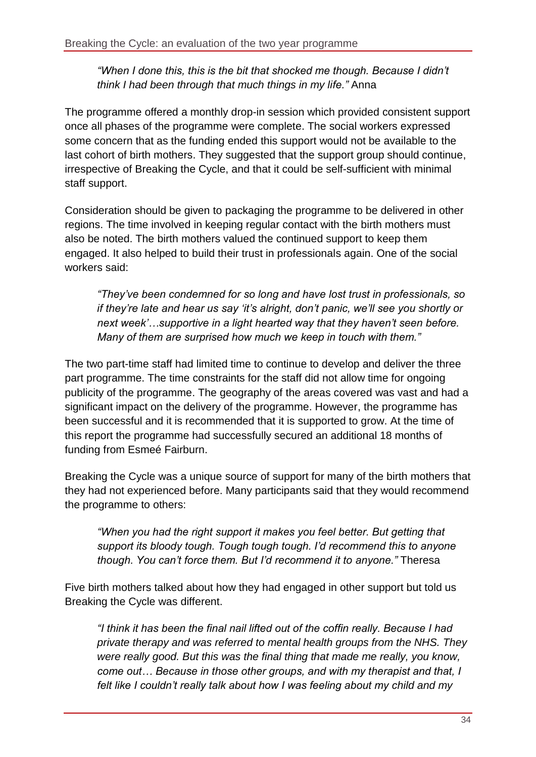> *"When I done this, this is the bit that shocked me though. Because I didn't think I had been through that much things in my life."* Anna

The programme offered a monthly drop-in session which provided consistent support once all phases of the programme were complete. The social workers expressed some concern that as the funding ended this support would not be available to the last cohort of birth mothers. They suggested that the support group should continue, irrespective of Breaking the Cycle, and that it could be self-sufficient with minimal staff support.

Consideration should be given to packaging the programme to be delivered in other regions. The time involved in keeping regular contact with the birth mothers must also be noted. The birth mothers valued the continued support to keep them engaged. It also helped to build their trust in professionals again. One of the social workers said:

> *"They've been condemned for so long and have lost trust in professionals, so if they're late and hear us say 'it's alright, don't panic, we'll see you shortly or next week'…supportive in a light hearted way that they haven't seen before. Many of them are surprised how much we keep in touch with them."*

The two part-time staff had limited time to continue to develop and deliver the three part programme. The time constraints for the staff did not allow time for ongoing publicity of the programme. The geography of the areas covered was vast and had a significant impact on the delivery of the programme. However, the programme has been successful and it is recommended that it is supported to grow. At the time of this report the programme had successfully secured an additional 18 months of funding from Esmeé Fairburn.

Breaking the Cycle was a unique source of support for many of the birth mothers that they had not experienced before. Many participants said that they would recommend the programme to others:

> *"When you had the right support it makes you feel better. But getting that support its bloody tough. Tough tough tough. I'd recommend this to anyone though. You can't force them. But I'd recommend it to anyone."* Theresa

Five birth mothers talked about how they had engaged in other support but told us Breaking the Cycle was different.

> *"I think it has been the final nail lifted out of the coffin really. Because I had private therapy and was referred to mental health groups from the NHS. They were really good. But this was the final thing that made me really, you know, come out… Because in those other groups, and with my therapist and that, I felt like I couldn't really talk about how I was feeling about my child and my*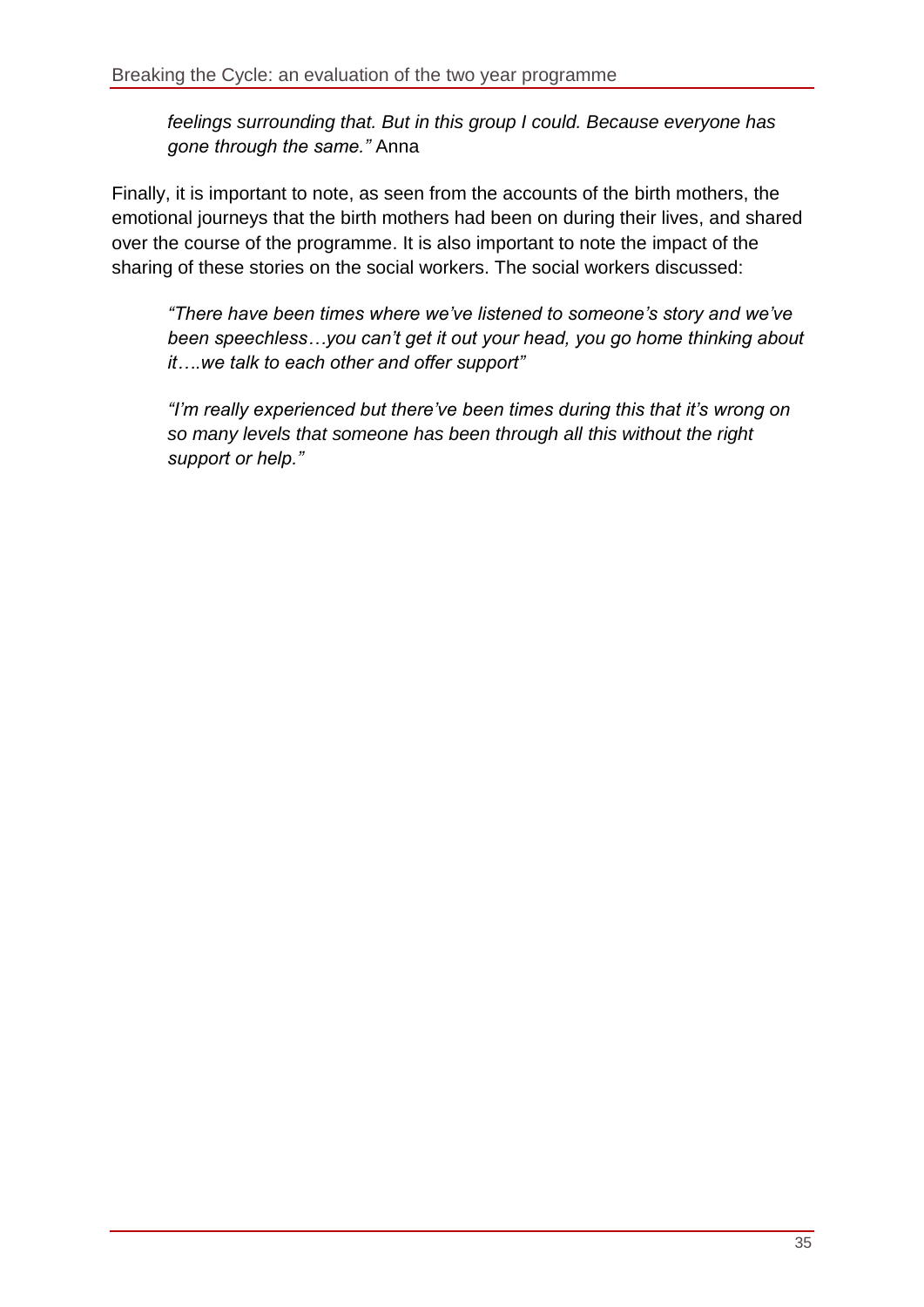*feelings surrounding that. But in this group I could. Because everyone has gone through the same."* Anna

Finally, it is important to note, as seen from the accounts of the birth mothers, the emotional journeys that the birth mothers had been on during their lives, and shared over the course of the programme. It is also important to note the impact of the sharing of these stories on the social workers. The social workers discussed:

> *"There have been times where we've listened to someone's story and we've been speechless…you can't get it out your head, you go home thinking about it….we talk to each other and offer support"*

> *"I'm really experienced but there've been times during this that it's wrong on so many levels that someone has been through all this without the right support or help."*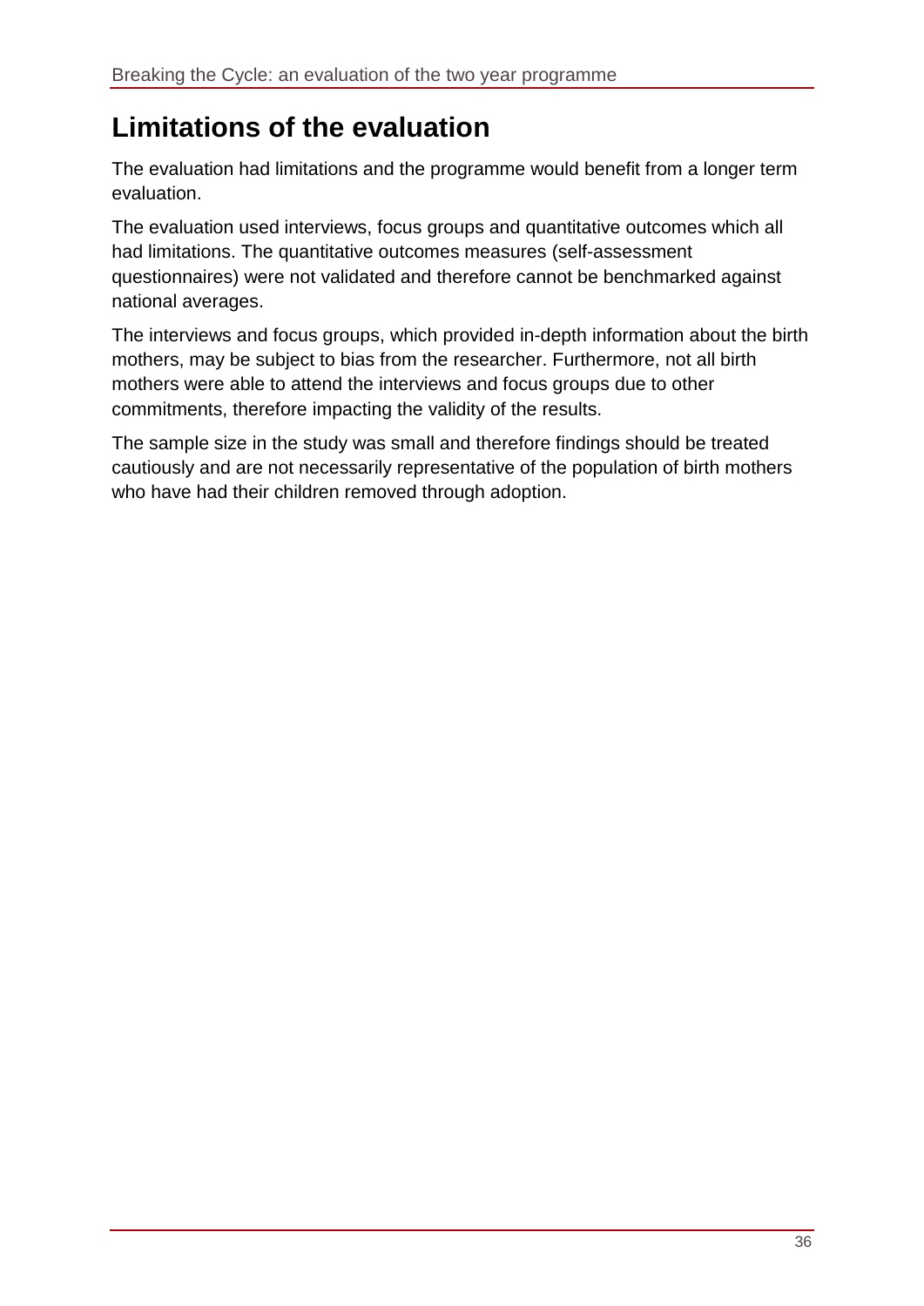# Limitations of the evaluation

The evaluation had limitations and the programme would benefit from a longer term evaluation.

The evaluation used interviews, focus groups and quantitative outcomes which all had limitations. The quantitative outcomes measures (self-assessment questionnaires) were not validated and therefore cannot be benchmarked against national averages.

The interviews and focus groups, which provided in-depth information about the birth mothers, may be subject to bias from the researcher. Furthermore, not all birth mothers were able to attend the interviews and focus groups due to other commitments, therefore impacting the validity of the results.

The sample size in the study was small and therefore findings should be treated cautiously and are not necessarily representative of the population of birth mothers who have had their children removed through adoption.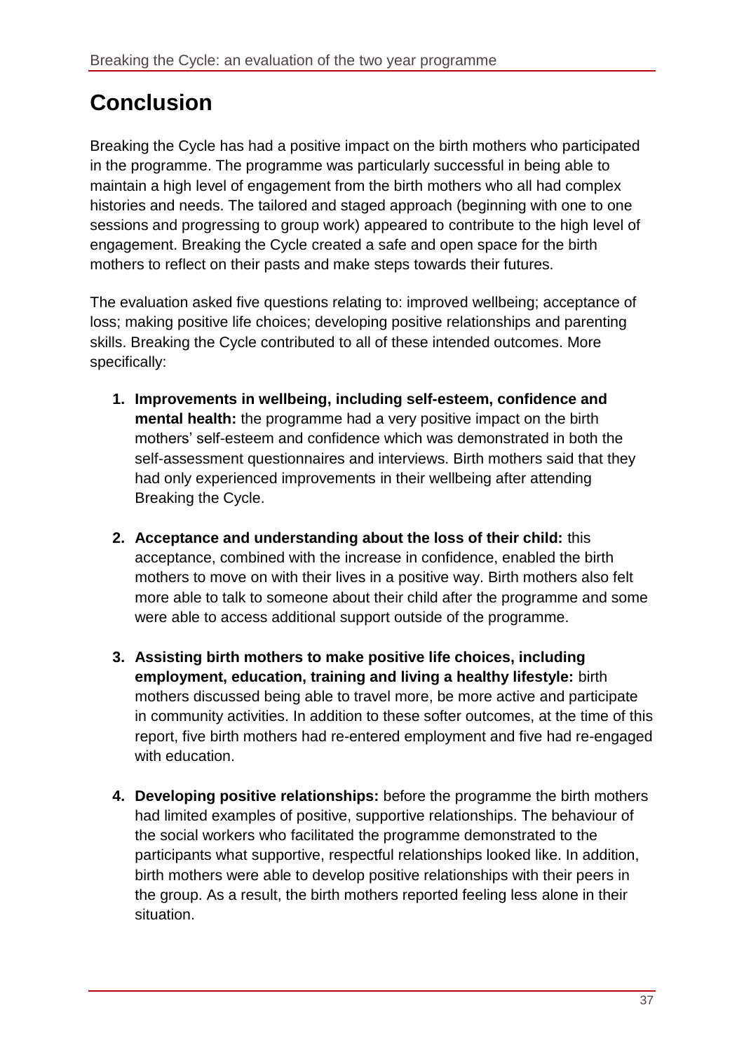# Conclusion

Breaking the Cycle has had a positive impact on the birth mothers who participated in the programme. The programme was particularly successful in being able to maintain a high level of engagement from the birth mothers who all had complex histories and needs. The tailored and staged approach (beginning with one to one sessions and progressing to group work) appeared to contribute to the high level of engagement. Breaking the Cycle created a safe and open space for the birth mothers to reflect on their pasts and make steps towards their futures.

The evaluation asked five questions relating to: improved wellbeing; acceptance of loss; making positive life choices; developing positive relationships and parenting skills. Breaking the Cycle contributed to all of these intended outcomes. More specifically:

1. **Improvements in wellbeing, including self-esteem, confidence and mental health:** the programme had a very positive impact on the birth mothers' self-esteem and confidence which was demonstrated in both the self-assessment questionnaires and interviews. Birth mothers said that they had only experienced improvements in their wellbeing after attending Breaking the Cycle.

2. **Acceptance and understanding about the loss of their child:** this acceptance, combined with the increase in confidence, enabled the birth mothers to move on with their lives in a positive way. Birth mothers also felt more able to talk to someone about their child after the programme and some were able to access additional support outside of the programme.

3. **Assisting birth mothers to make positive life choices, including employment, education, training and living a healthy lifestyle:** birth mothers discussed being able to travel more, be more active and participate in community activities. In addition to these softer outcomes, at the time of this report, five birth mothers had re-entered employment and five had re-engaged with education.

4. **Developing positive relationships:** before the programme the birth mothers had limited examples of positive, supportive relationships. The behaviour of the social workers who facilitated the programme demonstrated to the participants what supportive, respectful relationships looked like. In addition, birth mothers were able to develop positive relationships with their peers in the group. As a result, the birth mothers reported feeling less alone in their situation.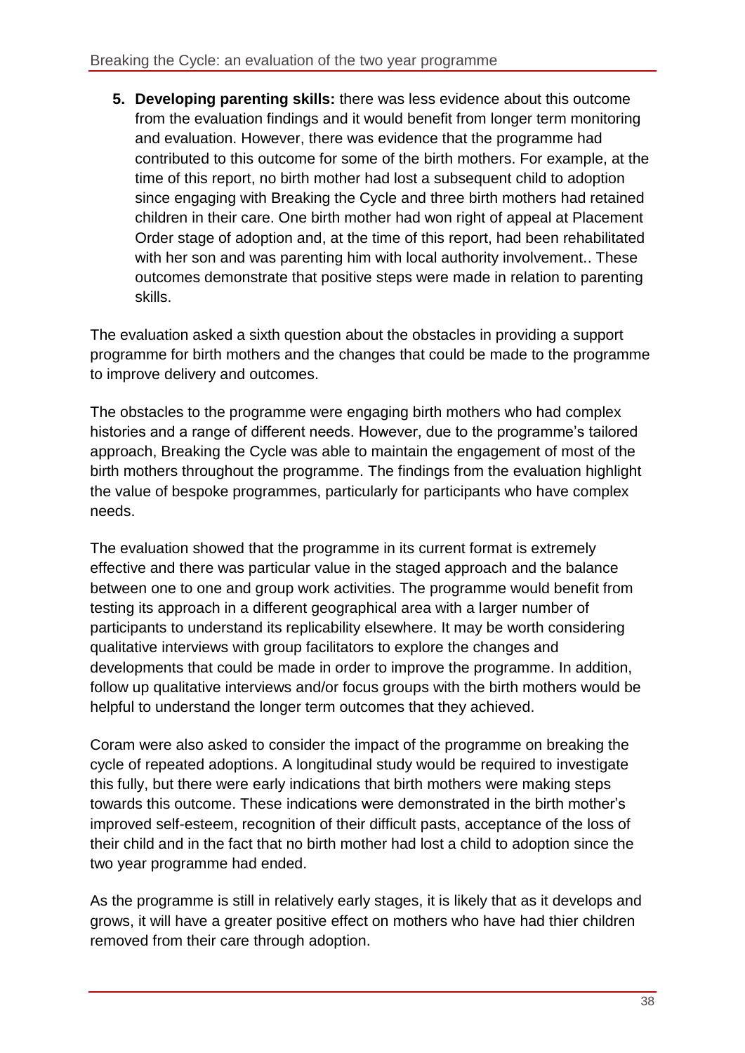5. **Developing parenting skills:** there was less evidence about this outcome from the evaluation findings and it would benefit from longer term monitoring and evaluation. However, there was evidence that the programme had contributed to this outcome for some of the birth mothers. For example, at the time of this report, no birth mother had lost a subsequent child to adoption since engaging with Breaking the Cycle and three birth mothers had retained children in their care. One birth mother had won right of appeal at Placement Order stage of adoption and, at the time of this report, had been rehabilitated with her son and was parenting him with local authority involvement.. These outcomes demonstrate that positive steps were made in relation to parenting skills.

The evaluation asked a sixth question about the obstacles in providing a support programme for birth mothers and the changes that could be made to the programme to improve delivery and outcomes.

The obstacles to the programme were engaging birth mothers who had complex histories and a range of different needs. However, due to the programme's tailored approach, Breaking the Cycle was able to maintain the engagement of most of the birth mothers throughout the programme. The findings from the evaluation highlight the value of bespoke programmes, particularly for participants who have complex needs.

The evaluation showed that the programme in its current format is extremely effective and there was particular value in the staged approach and the balance between one to one and group work activities. The programme would benefit from testing its approach in a different geographical area with a larger number of participants to understand its replicability elsewhere. It may be worth considering qualitative interviews with group facilitators to explore the changes and developments that could be made in order to improve the programme. In addition, follow up qualitative interviews and/or focus groups with the birth mothers would be helpful to understand the longer term outcomes that they achieved.

Coram were also asked to consider the impact of the programme on breaking the cycle of repeated adoptions. A longitudinal study would be required to investigate this fully, but there were early indications that birth mothers were making steps towards this outcome. These indications were demonstrated in the birth mother's improved self-esteem, recognition of their difficult pasts, acceptance of the loss of their child and in the fact that no birth mother had lost a child to adoption since the two year programme had ended.

As the programme is still in relatively early stages, it is likely that as it develops and grows, it will have a greater positive effect on mothers who have had thier children removed from their care through adoption.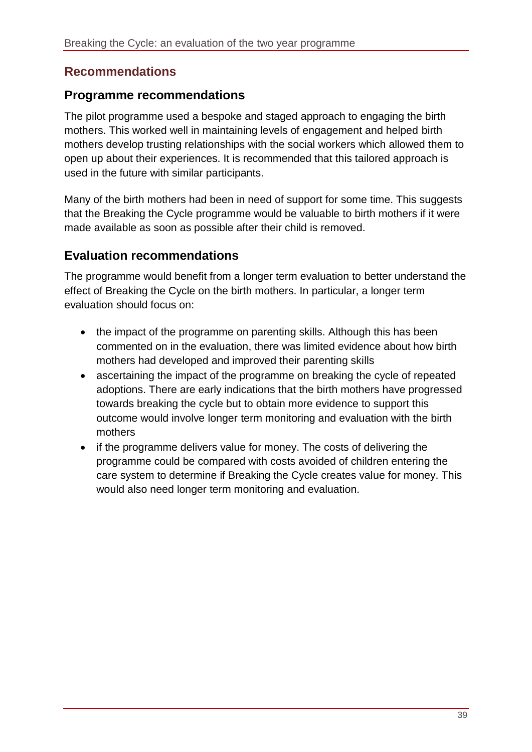## Recommendations

### Programme recommendations

The pilot programme used a bespoke and staged approach to engaging the birth mothers. This worked well in maintaining levels of engagement and helped birth mothers develop trusting relationships with the social workers which allowed them to open up about their experiences. It is recommended that this tailored approach is used in the future with similar participants.

Many of the birth mothers had been in need of support for some time. This suggests that the Breaking the Cycle programme would be valuable to birth mothers if it were made available as soon as possible after their child is removed.

### Evaluation recommendations

The programme would benefit from a longer term evaluation to better understand the effect of Breaking the Cycle on the birth mothers. In particular, a longer term evaluation should focus on:

- the impact of the programme on parenting skills. Although this has been commented on in the evaluation, there was limited evidence about how birth mothers had developed and improved their parenting skills
- ascertaining the impact of the programme on breaking the cycle of repeated adoptions. There are early indications that the birth mothers have progressed towards breaking the cycle but to obtain more evidence to support this outcome would involve longer term monitoring and evaluation with the birth mothers
- if the programme delivers value for money. The costs of delivering the programme could be compared with costs avoided of children entering the care system to determine if Breaking the Cycle creates value for money. This would also need longer term monitoring and evaluation.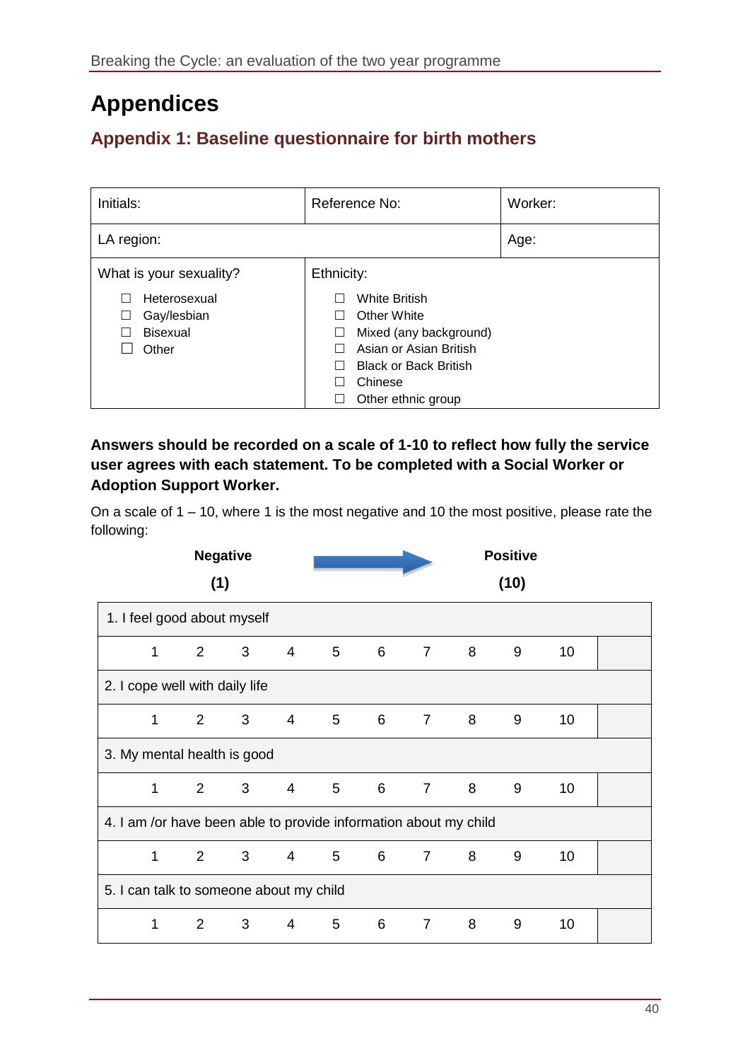# Appendices

## Appendix 1: Baseline questionnaire for birth mothers

| Initials: | Reference No: | Worker: |
|---|---|---|
| LA region: | | Age: |
| What is your sexuality?<br>☐ Heterosexual<br>☐ Gay/lesbian<br>☐ Bisexual<br>☐ Other | Ethnicity:<br>☐ White British<br>☐ Other White<br>☐ Mixed (any background)<br>☐ Asian or Asian British<br>☐ Black or Back British<br>☐ Chinese<br>☐ Other ethnic group | |

**Answers should be recorded on a scale of 1-10 to reflect how fully the service user agrees with each statement. To be completed with a Social Worker or Adoption Support Worker.**

On a scale of 1 – 10, where 1 is the most negative and 10 the most positive, please rate the following:

**Negative (1)** → **Positive (10)**

| 1. I feel good about myself | | | | | | | | | | |
|---|---|---|---|---|---|---|---|---|---|---|
| 1 | 2 | 3 | 4 | 5 | 6 | 7 | 8 | 9 | 10 | |
| 2. I cope well with daily life | | | | | | | | | | |
| 1 | 2 | 3 | 4 | 5 | 6 | 7 | 8 | 9 | 10 | |
| 3. My mental health is good | | | | | | | | | | |
| 1 | 2 | 3 | 4 | 5 | 6 | 7 | 8 | 9 | 10 | |
| 4. I am /or have been able to provide information about my child | | | | | | | | | | |
| 1 | 2 | 3 | 4 | 5 | 6 | 7 | 8 | 9 | 10 | |
| 5. I can talk to someone about my child | | | | | | | | | | |
| 1 | 2 | 3 | 4 | 5 | 6 | 7 | 8 | 9 | 10 | |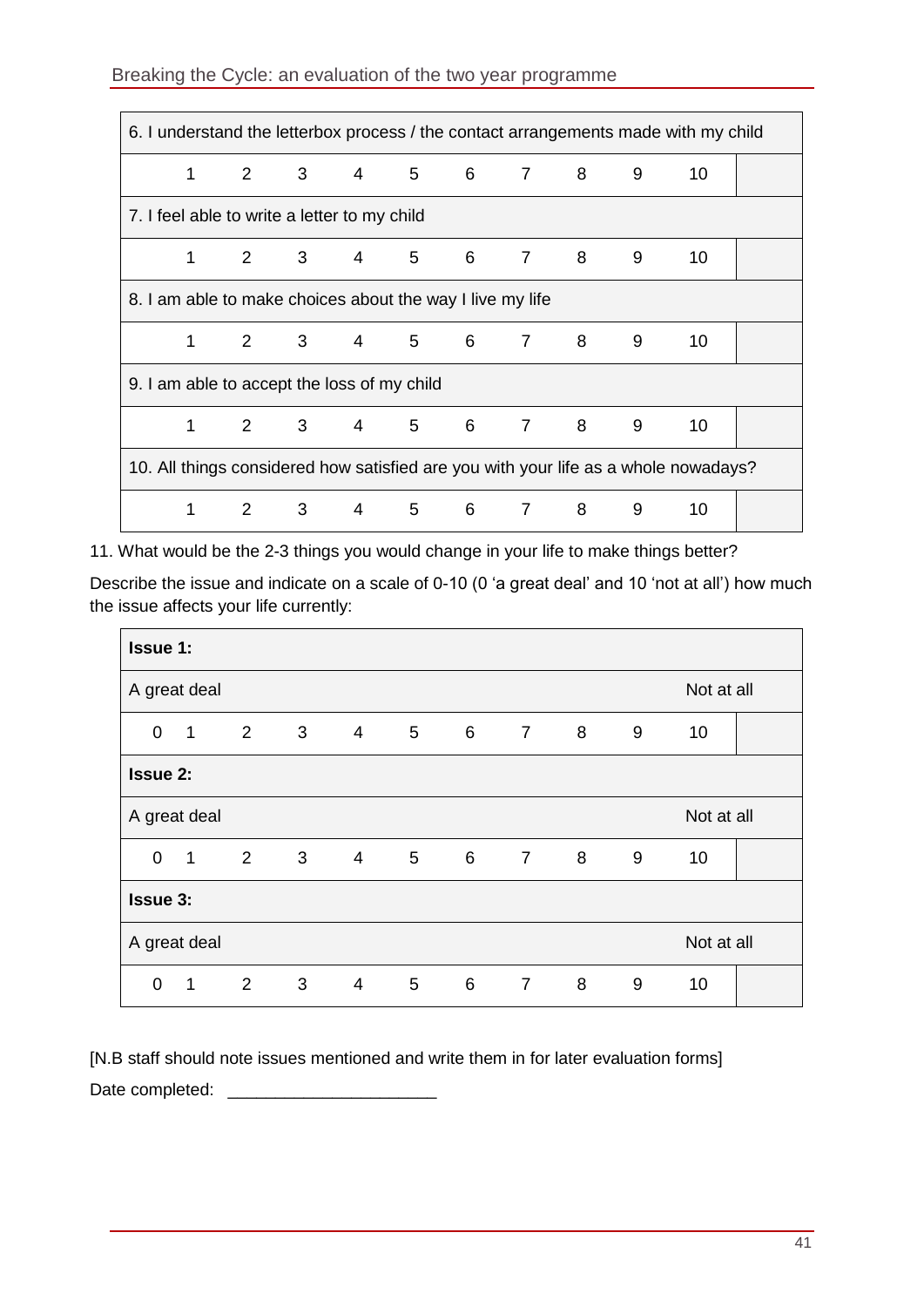| 6. I understand the letterbox process / the contact arrangements made with my child | | | | | | | | | | |
|---|---|---|---|---|---|---|---|---|---|---|
| 1 | 2 | 3 | 4 | 5 | 6 | 7 | 8 | 9 | 10 | |
| **7. I feel able to write a letter to my child** | | | | | | | | | | |
| 1 | 2 | 3 | 4 | 5 | 6 | 7 | 8 | 9 | 10 | |
| **8. I am able to make choices about the way I live my life** | | | | | | | | | | |
| 1 | 2 | 3 | 4 | 5 | 6 | 7 | 8 | 9 | 10 | |
| **9. I am able to accept the loss of my child** | | | | | | | | | | |
| 1 | 2 | 3 | 4 | 5 | 6 | 7 | 8 | 9 | 10 | |
| **10. All things considered how satisfied are you with your life as a whole nowadays?** | | | | | | | | | | |
| 1 | 2 | 3 | 4 | 5 | 6 | 7 | 8 | 9 | 10 | |

11. What would be the 2-3 things you would change in your life to make things better?

Describe the issue and indicate on a scale of 0-10 (0 'a great deal' and 10 'not at all') how much the issue affects your life currently:

| **Issue 1:** | | | | | | | | | | | |
|---|---|---|---|---|---|---|---|---|---|---|---|
| A great deal | | | | | | | | | | Not at all | |
| 0 | 1 | 2 | 3 | 4 | 5 | 6 | 7 | 8 | 9 | 10 | |
| **Issue 2:** | | | | | | | | | | | |
| A great deal | | | | | | | | | | Not at all | |
| 0 | 1 | 2 | 3 | 4 | 5 | 6 | 7 | 8 | 9 | 10 | |
| **Issue 3:** | | | | | | | | | | | |
| A great deal | | | | | | | | | | Not at all | |
| 0 | 1 | 2 | 3 | 4 | 5 | 6 | 7 | 8 | 9 | 10 | |

[N.B staff should note issues mentioned and write them in for later evaluation forms]

Date completed: ______________________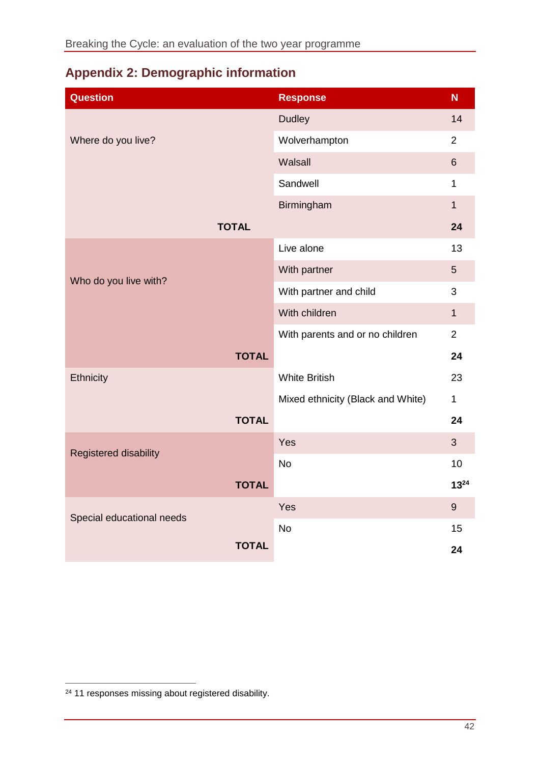## Appendix 2: Demographic information

| Question | Response | N |
|---|---|---|
| Where do you live? | Dudley | 14 |
| | Wolverhampton | 2 |
| | Walsall | 6 |
| | Sandwell | 1 |
| | Birmingham | 1 |
| **TOTAL** | | **24** |
| Who do you live with? | Live alone | 13 |
| | With partner | 5 |
| | With partner and child | 3 |
| | With children | 1 |
| | With parents and or no children | 2 |
| **TOTAL** | | **24** |
| Ethnicity | White British | 23 |
| | Mixed ethnicity (Black and White) | 1 |
| **TOTAL** | | **24** |
| Registered disability | Yes | 3 |
| | No | 10 |
| **TOTAL** | | **13**[24] |
| Special educational needs | Yes | 9 |
| | No | 15 |
| **TOTAL** | | **24** |

[24] 11 responses missing about registered disability.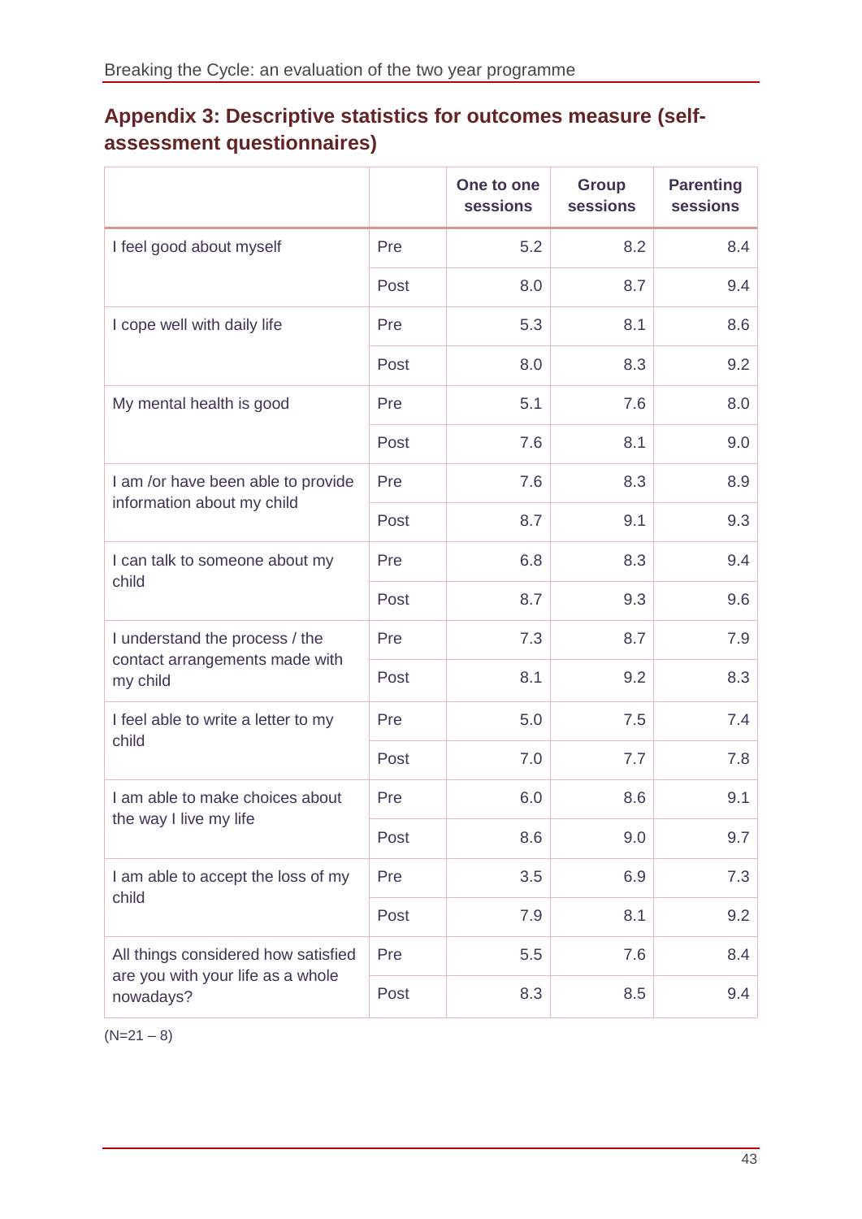## Appendix 3: Descriptive statistics for outcomes measure (self-assessment questionnaires)

| | | One to one sessions | Group sessions | Parenting sessions |
|---|---|---|---|---|
| I feel good about myself | Pre | 5.2 | 8.2 | 8.4 |
| | Post | 8.0 | 8.7 | 9.4 |
| I cope well with daily life | Pre | 5.3 | 8.1 | 8.6 |
| | Post | 8.0 | 8.3 | 9.2 |
| My mental health is good | Pre | 5.1 | 7.6 | 8.0 |
| | Post | 7.6 | 8.1 | 9.0 |
| I am /or have been able to provide information about my child | Pre | 7.6 | 8.3 | 8.9 |
| | Post | 8.7 | 9.1 | 9.3 |
| I can talk to someone about my child | Pre | 6.8 | 8.3 | 9.4 |
| | Post | 8.7 | 9.3 | 9.6 |
| I understand the process / the contact arrangements made with my child | Pre | 7.3 | 8.7 | 7.9 |
| | Post | 8.1 | 9.2 | 8.3 |
| I feel able to write a letter to my child | Pre | 5.0 | 7.5 | 7.4 |
| | Post | 7.0 | 7.7 | 7.8 |
| I am able to make choices about the way I live my life | Pre | 6.0 | 8.6 | 9.1 |
| | Post | 8.6 | 9.0 | 9.7 |
| I am able to accept the loss of my child | Pre | 3.5 | 6.9 | 7.3 |
| | Post | 7.9 | 8.1 | 9.2 |
| All things considered how satisfied are you with your life as a whole nowadays? | Pre | 5.5 | 7.6 | 8.4 |
| | Post | 8.3 | 8.5 | 9.4 |

(N=21 – 8)